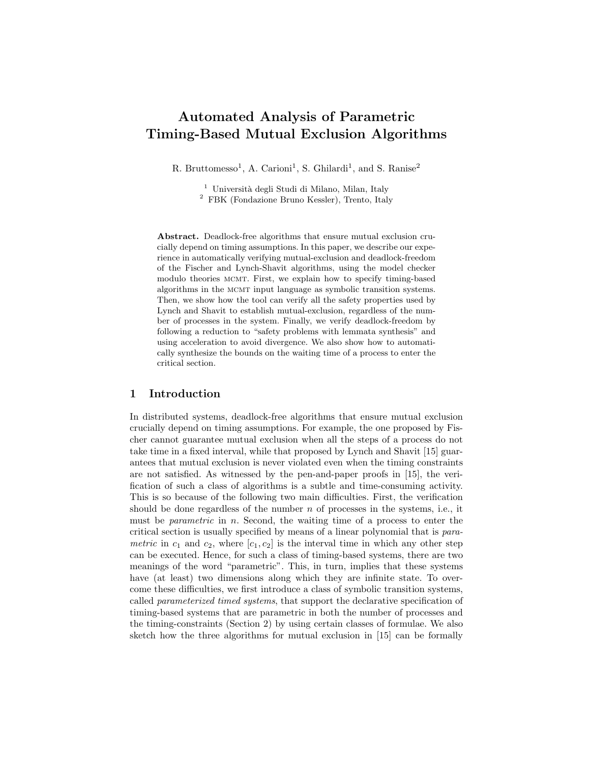# Automated Analysis of Parametric Timing-Based Mutual Exclusion Algorithms

R. Bruttomesso[1], A. Carioni[1], S. Ghilardi[1], and S. Ranise[2]

[1] Università degli Studi di Milano, Milan, Italy
[2] FBK (Fondazione Bruno Kessler), Trento, Italy

**Abstract.** Deadlock-free algorithms that ensure mutual exclusion crucially depend on timing assumptions. In this paper, we describe our experience in automatically verifying mutual-exclusion and deadlock-freedom of the Fischer and Lynch-Shavit algorithms, using the model checker modulo theories MCMT. First, we explain how to specify timing-based algorithms in the MCMT input language as symbolic transition systems. Then, we show how the tool can verify all the safety properties used by Lynch and Shavit to establish mutual-exclusion, regardless of the number of processes in the system. Finally, we verify deadlock-freedom by following a reduction to "safety problems with lemmata synthesis" and using acceleration to avoid divergence. We also show how to automatically synthesize the bounds on the waiting time of a process to enter the critical section.

## 1 Introduction

In distributed systems, deadlock-free algorithms that ensure mutual exclusion crucially depend on timing assumptions. For example, the one proposed by Fischer cannot guarantee mutual exclusion when all the steps of a process do not take time in a fixed interval, while that proposed by Lynch and Shavit [15] guarantees that mutual exclusion is never violated even when the timing constraints are not satisfied. As witnessed by the pen-and-paper proofs in [15], the verification of such a class of algorithms is a subtle and time-consuming activity. This is so because of the following two main difficulties. First, the verification should be done regardless of the number $n$ of processes in the systems, i.e., it must be *parametric* in $n$. Second, the waiting time of a process to enter the critical section is usually specified by means of a linear polynomial that is *parametric* in $c_1$ and $c_2$, where $[c_1, c_2]$ is the interval time in which any other step can be executed. Hence, for such a class of timing-based systems, there are two meanings of the word "parametric". This, in turn, implies that these systems have (at least) two dimensions along which they are infinite state. To overcome these difficulties, we first introduce a class of symbolic transition systems, called *parameterized timed systems*, that support the declarative specification of timing-based systems that are parametric in both the number of processes and the timing-constraints (Section 2) by using certain classes of formulae. We also sketch how the three algorithms for mutual exclusion in [15] can be formally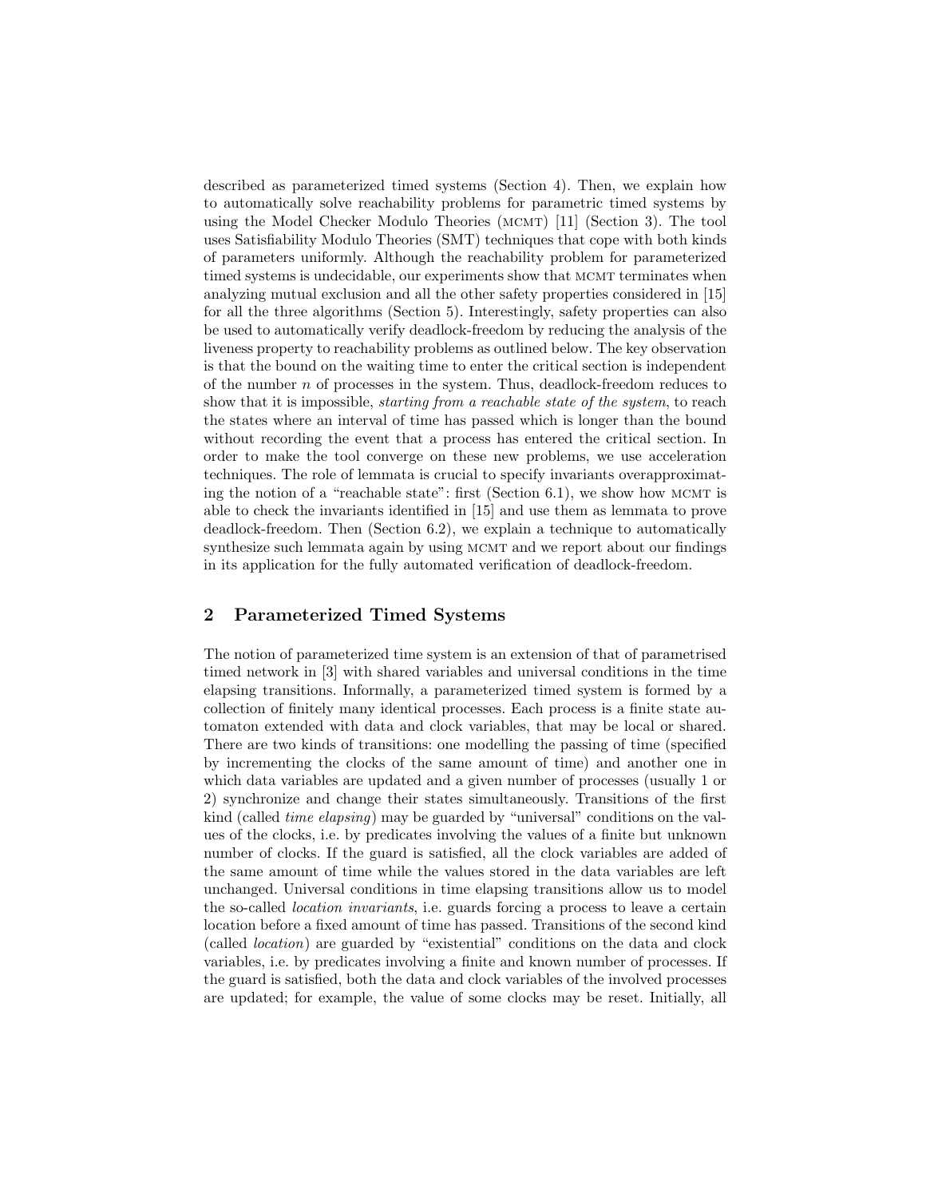described as parameterized timed systems (Section 4). Then, we explain how to automatically solve reachability problems for parametric timed systems by using the Model Checker Modulo Theories (MCMT) [11] (Section 3). The tool uses Satisfiability Modulo Theories (SMT) techniques that cope with both kinds of parameters uniformly. Although the reachability problem for parameterized timed systems is undecidable, our experiments show that MCMT terminates when analyzing mutual exclusion and all the other safety properties considered in [15] for all the three algorithms (Section 5). Interestingly, safety properties can also be used to automatically verify deadlock-freedom by reducing the analysis of the liveness property to reachability problems as outlined below. The key observation is that the bound on the waiting time to enter the critical section is independent of the number $n$ of processes in the system. Thus, deadlock-freedom reduces to show that it is impossible, *starting from a reachable state of the system*, to reach the states where an interval of time has passed which is longer than the bound without recording the event that a process has entered the critical section. In order to make the tool converge on these new problems, we use acceleration techniques. The role of lemmata is crucial to specify invariants overapproximating the notion of a "reachable state": first (Section 6.1), we show how MCMT is able to check the invariants identified in [15] and use them as lemmata to prove deadlock-freedom. Then (Section 6.2), we explain a technique to automatically synthesize such lemmata again by using MCMT and we report about our findings in its application for the fully automated verification of deadlock-freedom.

## 2 Parameterized Timed Systems

The notion of parameterized time system is an extension of that of parametrised timed network in [3] with shared variables and universal conditions in the time elapsing transitions. Informally, a parameterized timed system is formed by a collection of finitely many identical processes. Each process is a finite state automaton extended with data and clock variables, that may be local or shared. There are two kinds of transitions: one modelling the passing of time (specified by incrementing the clocks of the same amount of time) and another one in which data variables are updated and a given number of processes (usually 1 or 2) synchronize and change their states simultaneously. Transitions of the first kind (called *time elapsing*) may be guarded by "universal" conditions on the values of the clocks, i.e. by predicates involving the values of a finite but unknown number of clocks. If the guard is satisfied, all the clock variables are added of the same amount of time while the values stored in the data variables are left unchanged. Universal conditions in time elapsing transitions allow us to model the so-called *location invariants*, i.e. guards forcing a process to leave a certain location before a fixed amount of time has passed. Transitions of the second kind (called *location*) are guarded by "existential" conditions on the data and clock variables, i.e. by predicates involving a finite and known number of processes. If the guard is satisfied, both the data and clock variables of the involved processes are updated; for example, the value of some clocks may be reset. Initially, all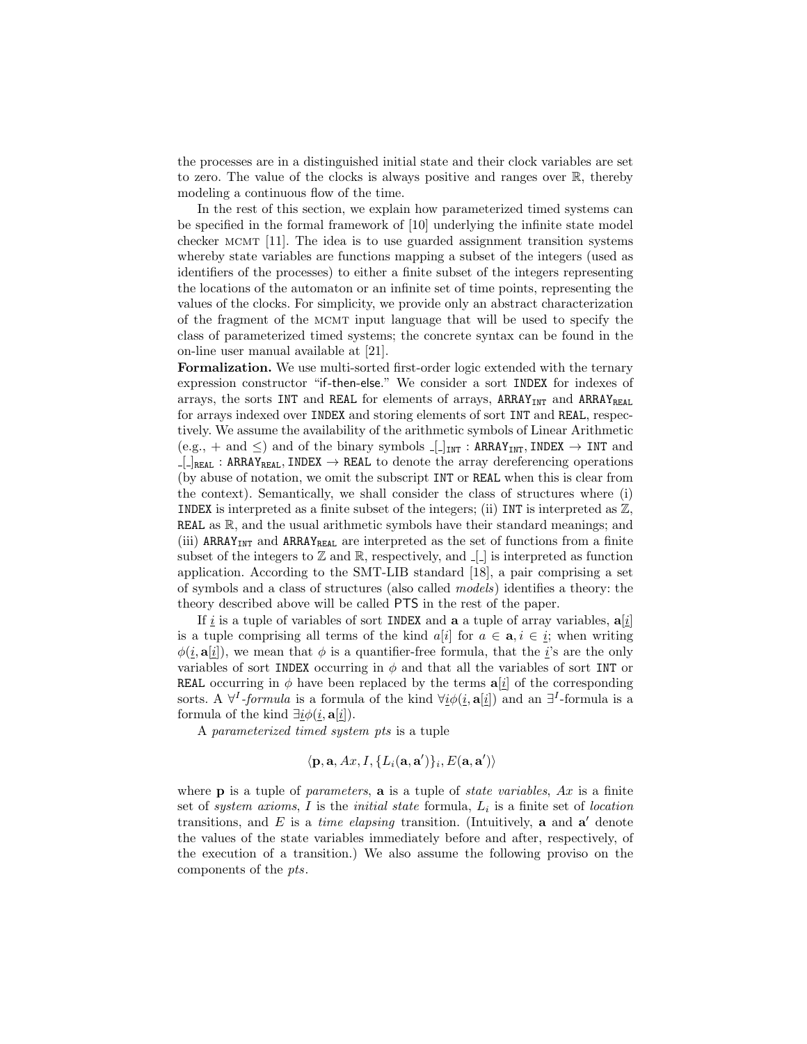the processes are in a distinguished initial state and their clock variables are set to zero. The value of the clocks is always positive and ranges over $\mathbb{R}$, thereby modeling a continuous flow of the time.

In the rest of this section, we explain how parameterized timed systems can be specified in the formal framework of [10] underlying the infinite state model checker MCMT [11]. The idea is to use guarded assignment transition systems whereby state variables are functions mapping a subset of the integers (used as identifiers of the processes) to either a finite subset of the integers representing the locations of the automaton or an infinite set of time points, representing the values of the clocks. For simplicity, we provide only an abstract characterization of the fragment of the MCMT input language that will be used to specify the class of parameterized timed systems; the concrete syntax can be found in the on-line user manual available at [21].

**Formalization.** We use multi-sorted first-order logic extended with the ternary expression constructor "if-then-else." We consider a sort INDEX for indexes of arrays, the sorts INT and REAL for elements of arrays, $\mathtt{ARRAY}_{\mathtt{INT}}$ and $\mathtt{ARRAY}_{\mathtt{REAL}}$ for arrays indexed over INDEX and storing elements of sort INT and REAL, respectively. We assume the availability of the arithmetic symbols of Linear Arithmetic (e.g., $+$ and $\leq$) and of the binary symbols $\_[\_]_{\mathtt{INT}} : \mathtt{ARRAY}_{\mathtt{INT}}, \mathtt{INDEX} \rightarrow \mathtt{INT}$ and $\_[\_]_{\mathtt{REAL}} : \mathtt{ARRAY}_{\mathtt{REAL}}, \mathtt{INDEX} \rightarrow \mathtt{REAL}$ to denote the array dereferencing operations (by abuse of notation, we omit the subscript INT or REAL when this is clear from the context). Semantically, we shall consider the class of structures where (i) INDEX is interpreted as a finite subset of the integers; (ii) INT is interpreted as $\mathbb{Z}$, REAL as $\mathbb{R}$, and the usual arithmetic symbols have their standard meanings; and (iii) $\mathtt{ARRAY}_{\mathtt{INT}}$ and $\mathtt{ARRAY}_{\mathtt{REAL}}$ are interpreted as the set of functions from a finite subset of the integers to $\mathbb{Z}$ and $\mathbb{R}$, respectively, and $\_[\_]$ is interpreted as function application. According to the SMT-LIB standard [18], a pair comprising a set of symbols and a class of structures (also called *models*) identifies a theory: the theory described above will be called PTS in the rest of the paper.

If $\underline{i}$ is a tuple of variables of sort INDEX and $\mathbf{a}$ a tuple of array variables, $\mathbf{a}[\underline{i}]$ is a tuple comprising all terms of the kind $a[i]$ for $a \in \mathbf{a}, i \in \underline{i}$; when writing $\phi(\underline{i}, \mathbf{a}[\underline{i}])$, we mean that $\phi$ is a quantifier-free formula, that the $\underline{i}$'s are the only variables of sort INDEX occurring in $\phi$ and that all the variables of sort INT or REAL occurring in $\phi$ have been replaced by the terms $\mathbf{a}[\underline{i}]$ of the corresponding sorts. A $\forall^I$*-formula* is a formula of the kind $\forall \underline{i} \phi(\underline{i}, \mathbf{a}[\underline{i}])$ and an $\exists^I$-formula is a formula of the kind $\exists \underline{i} \phi(\underline{i}, \mathbf{a}[\underline{i}])$.

A *parameterized timed system pts* is a tuple

$$\langle \mathbf{p}, \mathbf{a}, Ax, I, \{L_i(\mathbf{a}, \mathbf{a}')\}_i, E(\mathbf{a}, \mathbf{a}')\rangle$$

where $\mathbf{p}$ is a tuple of *parameters*, $\mathbf{a}$ is a tuple of *state variables*, $Ax$ is a finite set of *system axioms*, $I$ is the *initial state* formula, $L_i$ is a finite set of *location* transitions, and $E$ is a *time elapsing* transition. (Intuitively, $\mathbf{a}$ and $\mathbf{a}'$ denote the values of the state variables immediately before and after, respectively, of the execution of a transition.) We also assume the following proviso on the components of the *pts*.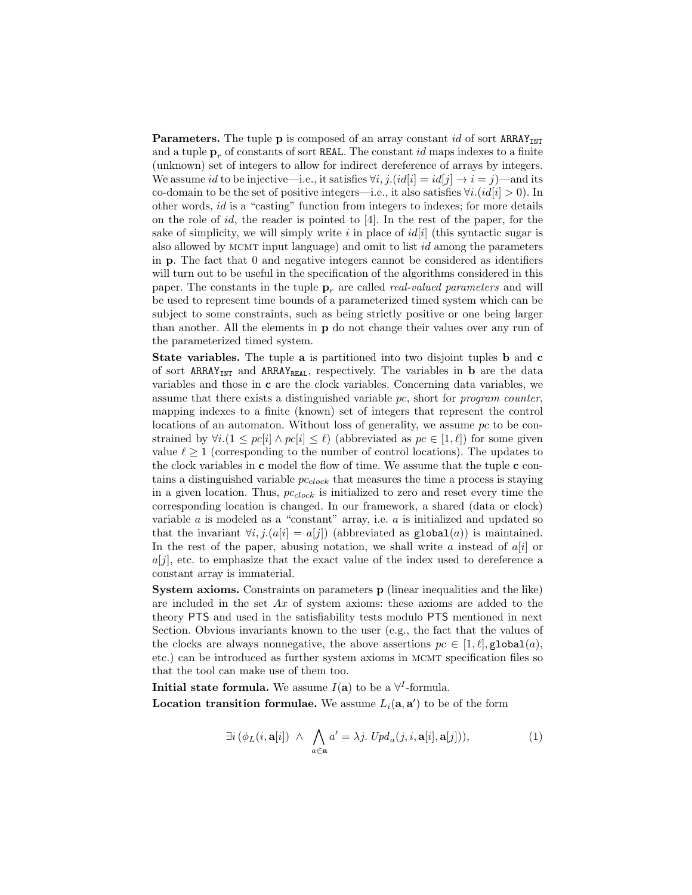**Parameters.** The tuple $\mathbf{p}$ is composed of an array constant $id$ of sort $\mathtt{ARRAY_{INT}}$ and a tuple $\mathbf{p}_r$ of constants of sort $\mathtt{REAL}$. The constant $id$ maps indexes to a finite (unknown) set of integers to allow for indirect dereference of arrays by integers. We assume $id$ to be injective—i.e., it satisfies $\forall i, j.(id[i] = id[j] \rightarrow i = j)$—and its co-domain to be the set of positive integers—i.e., it also satisfies $\forall i.(id[i] > 0)$. In other words, $id$ is a "casting" function from integers to indexes; for more details on the role of $id$, the reader is pointed to [4]. In the rest of the paper, for the sake of simplicity, we will simply write $i$ in place of $id[i]$ (this syntactic sugar is also allowed by MCMT input language) and omit to list $id$ among the parameters in $\mathbf{p}$. The fact that 0 and negative integers cannot be considered as identifiers will turn out to be useful in the specification of the algorithms considered in this paper. The constants in the tuple $\mathbf{p}_r$ are called *real-valued parameters* and will be used to represent time bounds of a parameterized timed system which can be subject to some constraints, such as being strictly positive or one being larger than another. All the elements in $\mathbf{p}$ do not change their values over any run of the parameterized timed system.

**State variables.** The tuple $\mathbf{a}$ is partitioned into two disjoint tuples $\mathbf{b}$ and $\mathbf{c}$ of sort $\mathtt{ARRAY_{INT}}$ and $\mathtt{ARRAY_{REAL}}$, respectively. The variables in $\mathbf{b}$ are the data variables and those in $\mathbf{c}$ are the clock variables. Concerning data variables, we assume that there exists a distinguished variable $pc$, short for *program counter*, mapping indexes to a finite (known) set of integers that represent the control locations of an automaton. Without loss of generality, we assume $pc$ to be constrained by $\forall i.(1 \leq pc[i] \wedge pc[i] \leq \ell)$ (abbreviated as $pc \in [1, \ell]$) for some given value $\ell \geq 1$ (corresponding to the number of control locations). The updates to the clock variables in $\mathbf{c}$ model the flow of time. We assume that the tuple $\mathbf{c}$ contains a distinguished variable $pc_{clock}$ that measures the time a process is staying in a given location. Thus, $pc_{clock}$ is initialized to zero and reset every time the corresponding location is changed. In our framework, a shared (data or clock) variable $a$ is modeled as a "constant" array, i.e. $a$ is initialized and updated so that the invariant $\forall i, j.(a[i] = a[j])$ (abbreviated as $\mathtt{global}(a)$) is maintained. In the rest of the paper, abusing notation, we shall write $a$ instead of $a[i]$ or $a[j]$, etc. to emphasize that the exact value of the index used to dereference a constant array is immaterial.

**System axioms.** Constraints on parameters $\mathbf{p}$ (linear inequalities and the like) are included in the set $Ax$ of system axioms: these axioms are added to the theory $\mathsf{PTS}$ and used in the satisfiability tests modulo $\mathsf{PTS}$ mentioned in next Section. Obvious invariants known to the user (e.g., the fact that the values of the clocks are always nonnegative, the above assertions $pc \in [1, \ell]$, $\mathtt{global}(a)$, etc.) can be introduced as further system axioms in MCMT specification files so that the tool can make use of them too.

**Initial state formula.** We assume $I(\mathbf{a})$ to be a $\forall^I$-formula.

**Location transition formulae.** We assume $L_i(\mathbf{a}, \mathbf{a}')$ to be of the form

$$\exists i \left(\phi_L(i, \mathbf{a}[i]) \;\wedge\; \bigwedge_{a \in \mathbf{a}} a' = \lambda j.\, Upd_a(j, i, \mathbf{a}[i], \mathbf{a}[j])\right), \tag{1}$$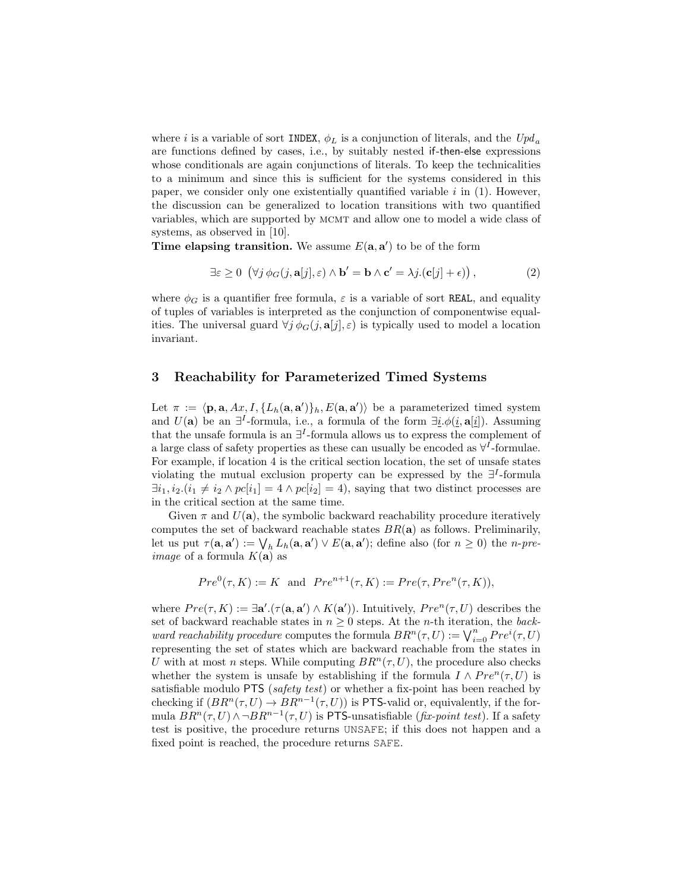where $i$ is a variable of sort INDEX, $\phi_L$ is a conjunction of literals, and the $Upd_a$ are functions defined by cases, i.e., by suitably nested if-then-else expressions whose conditionals are again conjunctions of literals. To keep the technicalities to a minimum and since this is sufficient for the systems considered in this paper, we consider only one existentially quantified variable $i$ in (1). However, the discussion can be generalized to location transitions with two quantified variables, which are supported by MCMT and allow one to model a wide class of systems, as observed in [10].

**Time elapsing transition.** We assume $E(\mathbf{a}, \mathbf{a}')$ to be of the form

$$\exists \varepsilon \geq 0 \ \left( \forall j \ \phi_G(j, \mathbf{a}[j], \varepsilon) \wedge \mathbf{b}' = \mathbf{b} \wedge \mathbf{c}' = \lambda j.(\mathbf{c}[j] + \epsilon) \right), \tag{2}$$

where $\phi_G$ is a quantifier free formula, $\varepsilon$ is a variable of sort REAL, and equality of tuples of variables is interpreted as the conjunction of componentwise equalities. The universal guard $\forall j \ \phi_G(j, \mathbf{a}[j], \varepsilon)$ is typically used to model a location invariant.

## 3 Reachability for Parameterized Timed Systems

Let $\pi := \langle \mathbf{p}, \mathbf{a}, Ax, I, \{L_h(\mathbf{a}, \mathbf{a}')\}_h, E(\mathbf{a}, \mathbf{a}')\rangle$ be a parameterized timed system and $U(\mathbf{a})$ be an $\exists^I$-formula, i.e., a formula of the form $\exists \underline{i}.\phi(\underline{i}, \mathbf{a}[\underline{i}])$. Assuming that the unsafe formula is an $\exists^I$-formula allows us to express the complement of a large class of safety properties as these can usually be encoded as $\forall^I$-formulae. For example, if location 4 is the critical section location, the set of unsafe states violating the mutual exclusion property can be expressed by the $\exists^I$-formula $\exists i_1, i_2.(i_1 \neq i_2 \wedge pc[i_1] = 4 \wedge pc[i_2] = 4)$, saying that two distinct processes are in the critical section at the same time.

Given $\pi$ and $U(\mathbf{a})$, the symbolic backward reachability procedure iteratively computes the set of backward reachable states $BR(\mathbf{a})$ as follows. Preliminarily, let us put $\tau(\mathbf{a}, \mathbf{a}') := \bigvee_h L_h(\mathbf{a}, \mathbf{a}') \vee E(\mathbf{a}, \mathbf{a}')$; define also (for $n \geq 0$) the *n-pre-image* of a formula $K(\mathbf{a})$ as

$$Pre^0(\tau, K) := K \ \text{ and } \ Pre^{n+1}(\tau, K) := Pre(\tau, Pre^n(\tau, K)),$$

where $Pre(\tau, K) := \exists \mathbf{a}'.(\tau(\mathbf{a}, \mathbf{a}') \wedge K(\mathbf{a}'))$. Intuitively, $Pre^n(\tau, U)$ describes the set of backward reachable states in $n \geq 0$ steps. At the $n$-th iteration, the *backward reachability procedure* computes the formula $BR^n(\tau, U) := \bigvee_{i=0}^{n} Pre^i(\tau, U)$ representing the set of states which are backward reachable from the states in $U$ with at most $n$ steps. While computing $BR^n(\tau, U)$, the procedure also checks whether the system is unsafe by establishing if the formula $I \wedge Pre^n(\tau, U)$ is satisfiable modulo PTS (*safety test*) or whether a fix-point has been reached by checking if $(BR^n(\tau, U) \rightarrow BR^{n-1}(\tau, U))$ is PTS-valid or, equivalently, if the formula $BR^n(\tau, U) \wedge \neg BR^{n-1}(\tau, U)$ is PTS-unsatisfiable (*fix-point test*). If a safety test is positive, the procedure returns UNSAFE; if this does not happen and a fixed point is reached, the procedure returns SAFE.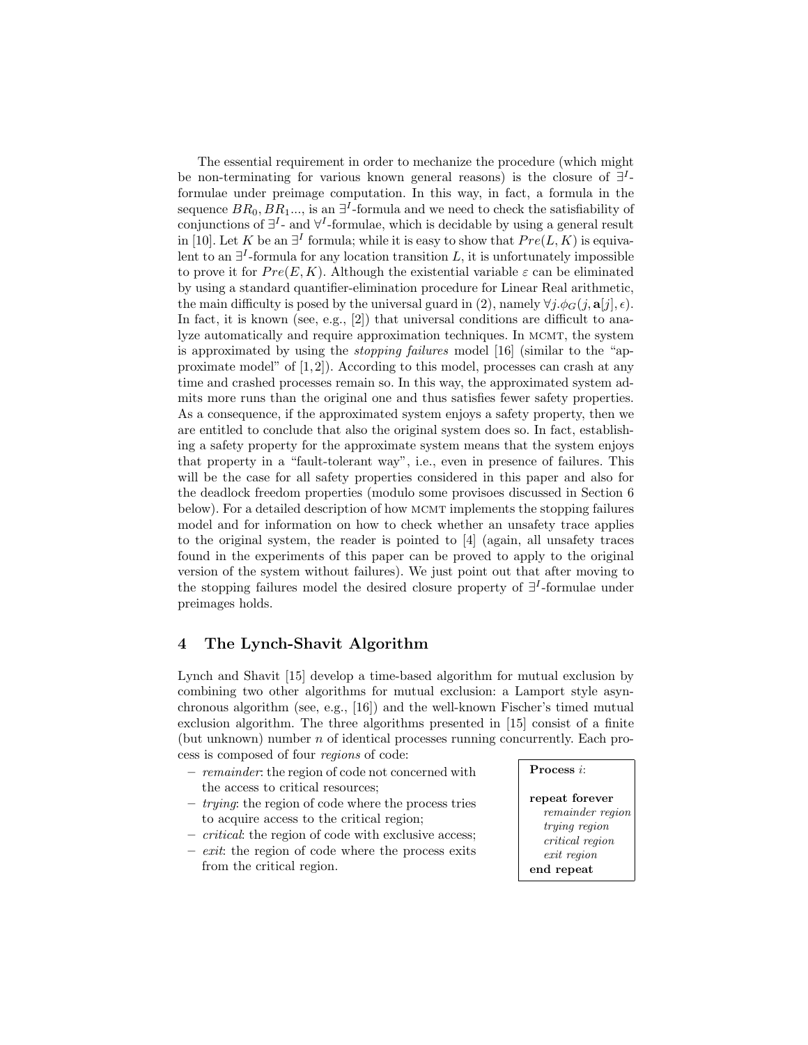The essential requirement in order to mechanize the procedure (which might be non-terminating for various known general reasons) is the closure of $\exists^I$-formulae under preimage computation. In this way, in fact, a formula in the sequence $BR_0, BR_1...$, is an $\exists^I$-formula and we need to check the satisfiability of conjunctions of $\exists^I$- and $\forall^I$-formulae, which is decidable by using a general result in [10]. Let $K$ be an $\exists^I$ formula; while it is easy to show that $Pre(L, K)$ is equivalent to an $\exists^I$-formula for any location transition $L$, it is unfortunately impossible to prove it for $Pre(E, K)$. Although the existential variable $\varepsilon$ can be eliminated by using a standard quantifier-elimination procedure for Linear Real arithmetic, the main difficulty is posed by the universal guard in (2), namely $\forall j.\phi_G(j, \mathbf{a}[j], \epsilon)$. In fact, it is known (see, e.g., [2]) that universal conditions are difficult to analyze automatically and require approximation techniques. In MCMT, the system is approximated by using the *stopping failures* model [16] (similar to the "approximate model" of [1,2]). According to this model, processes can crash at any time and crashed processes remain so. In this way, the approximated system admits more runs than the original one and thus satisfies fewer safety properties. As a consequence, if the approximated system enjoys a safety property, then we are entitled to conclude that also the original system does so. In fact, establishing a safety property for the approximate system means that the system enjoys that property in a "fault-tolerant way", i.e., even in presence of failures. This will be the case for all safety properties considered in this paper and also for the deadlock freedom properties (modulo some provisoes discussed in Section 6 below). For a detailed description of how MCMT implements the stopping failures model and for information on how to check whether an unsafety trace applies to the original system, the reader is pointed to [4] (again, all unsafety traces found in the experiments of this paper can be proved to apply to the original version of the system without failures). We just point out that after moving to the stopping failures model the desired closure property of $\exists^I$-formulae under preimages holds.

## 4 The Lynch-Shavit Algorithm

Lynch and Shavit [15] develop a time-based algorithm for mutual exclusion by combining two other algorithms for mutual exclusion: a Lamport style asynchronous algorithm (see, e.g., [16]) and the well-known Fischer's timed mutual exclusion algorithm. The three algorithms presented in [15] consist of a finite (but unknown) number $n$ of identical processes running concurrently. Each process is composed of four *regions* of code:

- *remainder*: the region of code not concerned with the access to critical resources;
- *trying*: the region of code where the process tries to acquire access to the critical region;
- *critical*: the region of code with exclusive access;
- *exit*: the region of code where the process exits from the critical region.

```
Process i:

repeat forever
   remainder region
   trying region
   critical region
   exit region
end repeat
```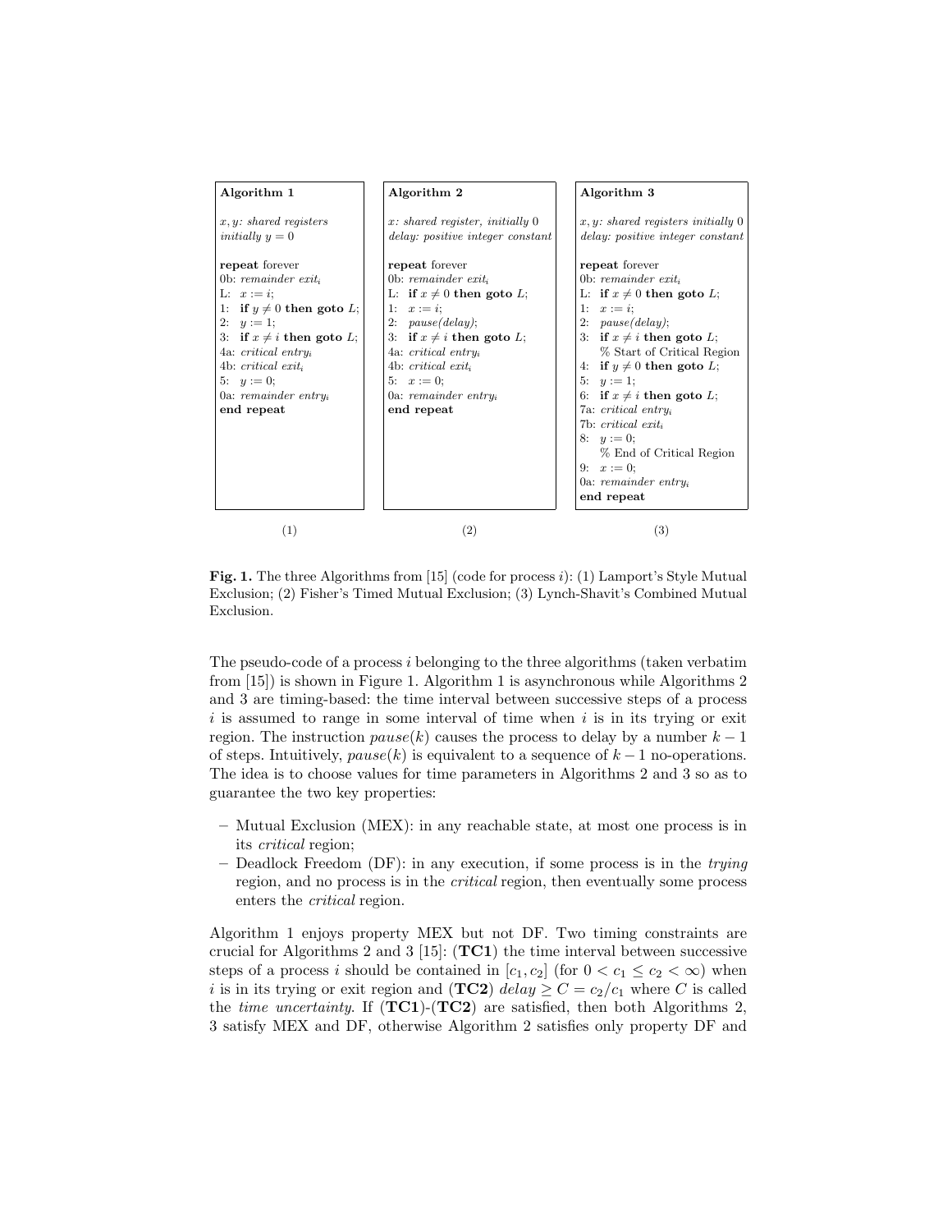```
Algorithm 1

x, y: shared registers
initially y = 0

repeat forever
0b: remainder exit_i
L:  x := i;
1:  if y ≠ 0 then goto L;
2:  y := 1;
3:  if x ≠ i then goto L;
4a: critical entry_i
4b: critical exit_i
5:  y := 0;
0a: remainder entry_i
end repeat
```

(1)

```
Algorithm 2

x: shared register, initially 0
delay: positive integer constant

repeat forever
0b: remainder exit_i
L:  if x ≠ 0 then goto L;
1:  x := i;
2:  pause(delay);
3:  if x ≠ i then goto L;
4a: critical entry_i
4b: critical exit_i
5:  x := 0;
0a: remainder entry_i
end repeat
```

(2)

```
Algorithm 3

x, y: shared registers initially 0
delay: positive integer constant

repeat forever
0b: remainder exit_i
L:  if x ≠ 0 then goto L;
1:  x := i;
2:  pause(delay);
3:  if x ≠ i then goto L;
    % Start of Critical Region
4:  if y ≠ 0 then goto L;
5:  y := 1;
6:  if x ≠ i then goto L;
7a: critical entry_i
7b: critical exit_i
8:  y := 0;
    % End of Critical Region
9:  x := 0;
0a: remainder entry_i
end repeat
```

(3)

**Fig. 1.** The three Algorithms from [15] (code for process $i$): (1) Lamport's Style Mutual Exclusion; (2) Fisher's Timed Mutual Exclusion; (3) Lynch-Shavit's Combined Mutual Exclusion.

The pseudo-code of a process $i$ belonging to the three algorithms (taken verbatim from [15]) is shown in Figure 1. Algorithm 1 is asynchronous while Algorithms 2 and 3 are timing-based: the time interval between successive steps of a process $i$ is assumed to range in some interval of time when $i$ is in its trying or exit region. The instruction $pause(k)$ causes the process to delay by a number $k-1$ of steps. Intuitively, $pause(k)$ is equivalent to a sequence of $k-1$ no-operations. The idea is to choose values for time parameters in Algorithms 2 and 3 so as to guarantee the two key properties:

- Mutual Exclusion (MEX): in any reachable state, at most one process is in its *critical* region;
- Deadlock Freedom (DF): in any execution, if some process is in the *trying* region, and no process is in the *critical* region, then eventually some process enters the *critical* region.

Algorithm 1 enjoys property MEX but not DF. Two timing constraints are crucial for Algorithms 2 and 3 [15]: (**TC1**) the time interval between successive steps of a process $i$ should be contained in $[c_1, c_2]$ (for $0 < c_1 \leq c_2 < \infty$) when $i$ is in its trying or exit region and (**TC2**) $delay \geq C = c_2/c_1$ where $C$ is called the *time uncertainty*. If (**TC1**)-(**TC2**) are satisfied, then both Algorithms 2, 3 satisfy MEX and DF, otherwise Algorithm 2 satisfies only property DF and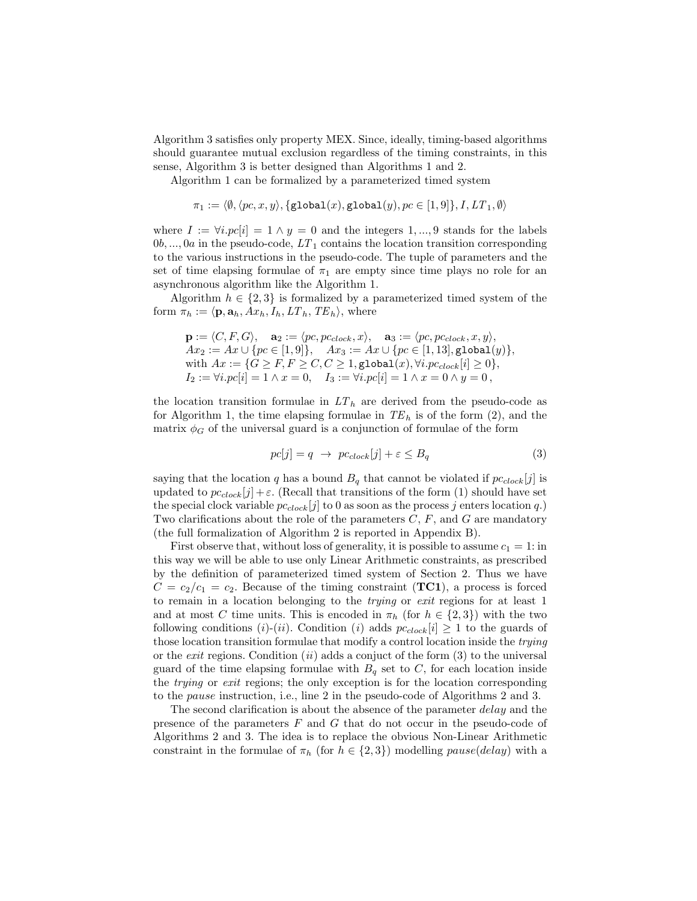Algorithm 3 satisfies only property MEX. Since, ideally, timing-based algorithms should guarantee mutual exclusion regardless of the timing constraints, in this sense, Algorithm 3 is better designed than Algorithms 1 and 2.

Algorithm 1 can be formalized by a parameterized timed system

$$\pi_1 := \langle \emptyset, \langle pc, x, y\rangle, \{\texttt{global}(x), \texttt{global}(y), pc \in [1, 9]\}, I, LT_1, \emptyset\rangle$$

where $I := \forall i.pc[i] = 1 \wedge y = 0$ and the integers $1, ..., 9$ stands for the labels $0b, ..., 0a$ in the pseudo-code, $LT_1$ contains the location transition corresponding to the various instructions in the pseudo-code. The tuple of parameters and the set of time elapsing formulae of $\pi_1$ are empty since time plays no role for an asynchronous algorithm like the Algorithm 1.

Algorithm $h \in \{2, 3\}$ is formalized by a parameterized timed system of the form $\pi_h := \langle \mathbf{p}, \mathbf{a}_h, Ax_h, I_h, LT_h, TE_h\rangle$, where

$$\begin{array}{l}
\mathbf{p} := \langle C, F, G\rangle, \quad \mathbf{a}_2 := \langle pc, pc_{clock}, x\rangle, \quad \mathbf{a}_3 := \langle pc, pc_{clock}, x, y\rangle, \\
Ax_2 := Ax \cup \{pc \in [1, 9]\}, \quad Ax_3 := Ax \cup \{pc \in [1, 13], \texttt{global}(y)\}, \\
\text{with } Ax := \{G \geq F, F \geq C, C \geq 1, \texttt{global}(x), \forall i.pc_{clock}[i] \geq 0\}, \\
I_2 := \forall i.pc[i] = 1 \wedge x = 0, \quad I_3 := \forall i.pc[i] = 1 \wedge x = 0 \wedge y = 0\,,
\end{array}$$

the location transition formulae in $LT_h$ are derived from the pseudo-code as for Algorithm 1, the time elapsing formulae in $TE_h$ is of the form (2), and the matrix $\phi_G$ of the universal guard is a conjunction of formulae of the form

$$pc[j] = q \;\rightarrow\; pc_{clock}[j] + \varepsilon \leq B_q \tag{3}$$

saying that the location $q$ has a bound $B_q$ that cannot be violated if $pc_{clock}[j]$ is updated to $pc_{clock}[j] + \varepsilon$. (Recall that transitions of the form (1) should have set the special clock variable $pc_{clock}[j]$ to 0 as soon as the process $j$ enters location $q$.) Two clarifications about the role of the parameters $C$, $F$, and $G$ are mandatory (the full formalization of Algorithm 2 is reported in Appendix B).

First observe that, without loss of generality, it is possible to assume $c_1 = 1$: in this way we will be able to use only Linear Arithmetic constraints, as prescribed by the definition of parameterized timed system of Section 2. Thus we have $C = c_2/c_1 = c_2$. Because of the timing constraint (**TC1**), a process is forced to remain in a location belonging to the *trying* or *exit* regions for at least 1 and at most $C$ time units. This is encoded in $\pi_h$ (for $h \in \{2, 3\}$) with the two following conditions $(i)$-$(ii)$. Condition $(i)$ adds $pc_{clock}[i] \geq 1$ to the guards of those location transition formulae that modify a control location inside the *trying* or the *exit* regions. Condition $(ii)$ adds a conjuct of the form (3) to the universal guard of the time elapsing formulae with $B_q$ set to $C$, for each location inside the *trying* or *exit* regions; the only exception is for the location corresponding to the *pause* instruction, i.e., line 2 in the pseudo-code of Algorithms 2 and 3.

The second clarification is about the absence of the parameter *delay* and the presence of the parameters $F$ and $G$ that do not occur in the pseudo-code of Algorithms 2 and 3. The idea is to replace the obvious Non-Linear Arithmetic constraint in the formulae of $\pi_h$ (for $h \in \{2, 3\}$) modelling *pause*(*delay*) with a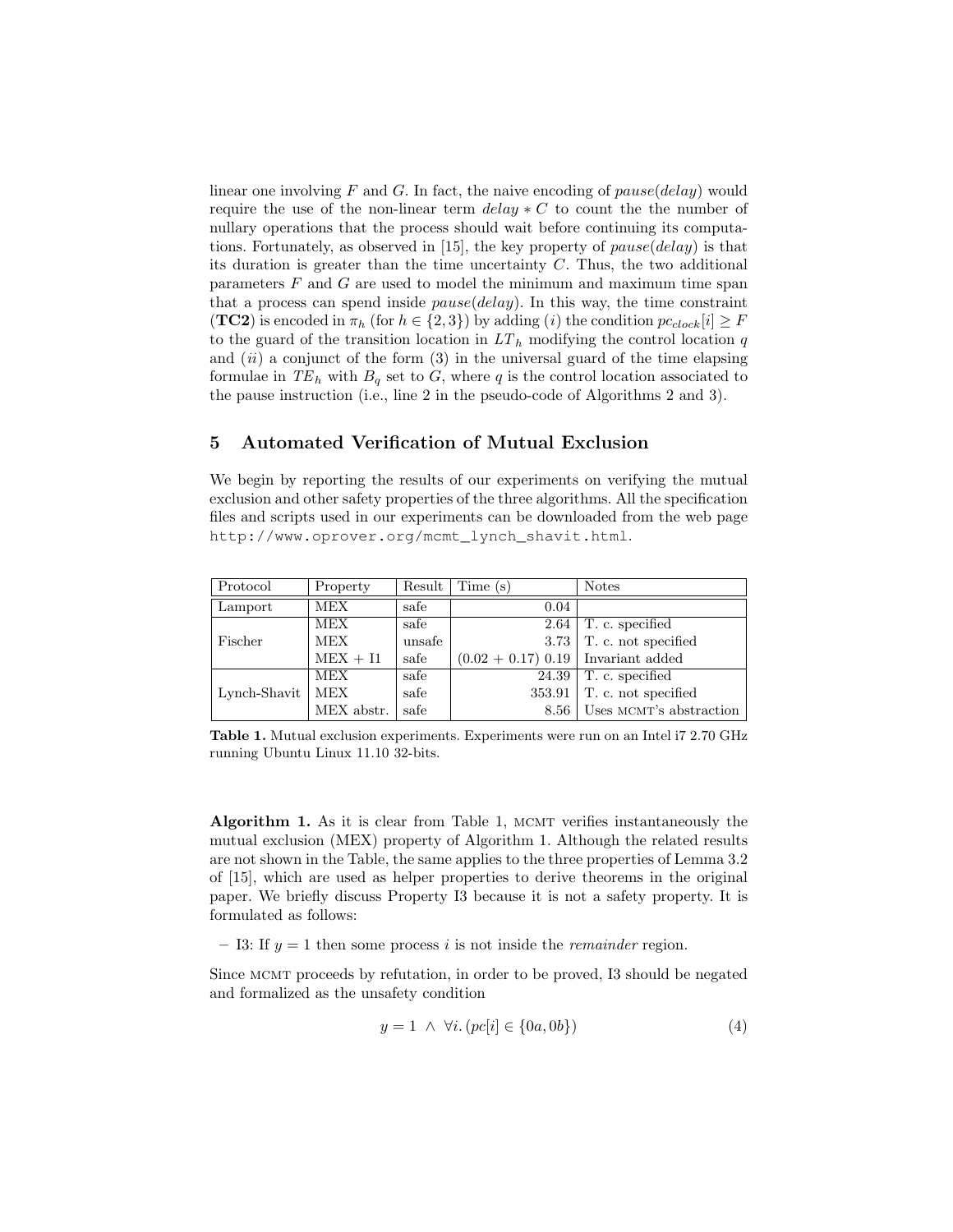linear one involving $F$ and $G$. In fact, the naive encoding of $pause(delay)$ would require the use of the non-linear term $delay * C$ to count the the number of nullary operations that the process should wait before continuing its computations. Fortunately, as observed in [15], the key property of $pause(delay)$ is that its duration is greater than the time uncertainty $C$. Thus, the two additional parameters $F$ and $G$ are used to model the minimum and maximum time span that a process can spend inside $pause(delay)$. In this way, the time constraint (**TC2**) is encoded in $\pi_h$ (for $h \in \{2, 3\}$) by adding $(i)$ the condition $pc_{clock}[i] \geq F$ to the guard of the transition location in $LT_h$ modifying the control location $q$ and $(ii)$ a conjunct of the form (3) in the universal guard of the time elapsing formulae in $TE_h$ with $B_q$ set to $G$, where $q$ is the control location associated to the pause instruction (i.e., line 2 in the pseudo-code of Algorithms 2 and 3).

## 5 Automated Verification of Mutual Exclusion

We begin by reporting the results of our experiments on verifying the mutual exclusion and other safety properties of the three algorithms. All the specification files and scripts used in our experiments can be downloaded from the web page `http://www.oprover.org/mcmt_lynch_shavit.html`.

| Protocol | Property | Result | Time (s) | Notes |
|---|---|---|---|---|
| Lamport | MEX | safe | 0.04 | |
| Fischer | MEX | safe | 2.64 | T. c. specified |
| | MEX | unsafe | 3.73 | T. c. not specified |
| | MEX + I1 | safe | (0.02 + 0.17) 0.19 | Invariant added |
| Lynch-Shavit | MEX | safe | 24.39 | T. c. specified |
| | MEX | safe | 353.91 | T. c. not specified |
| | MEX abstr. | safe | 8.56 | Uses MCMT's abstraction |

**Table 1.** Mutual exclusion experiments. Experiments were run on an Intel i7 2.70 GHz running Ubuntu Linux 11.10 32-bits.

**Algorithm 1.** As it is clear from Table 1, MCMT verifies instantaneously the mutual exclusion (MEX) property of Algorithm 1. Although the related results are not shown in the Table, the same applies to the three properties of Lemma 3.2 of [15], which are used as helper properties to derive theorems in the original paper. We briefly discuss Property I3 because it is not a safety property. It is formulated as follows:

- I3: If $y = 1$ then some process $i$ is not inside the *remainder* region.

Since MCMT proceeds by refutation, in order to be proved, I3 should be negated and formalized as the unsafety condition

$$y = 1 \;\wedge\; \forall i. (pc[i] \in \{0a, 0b\}) \tag{4}$$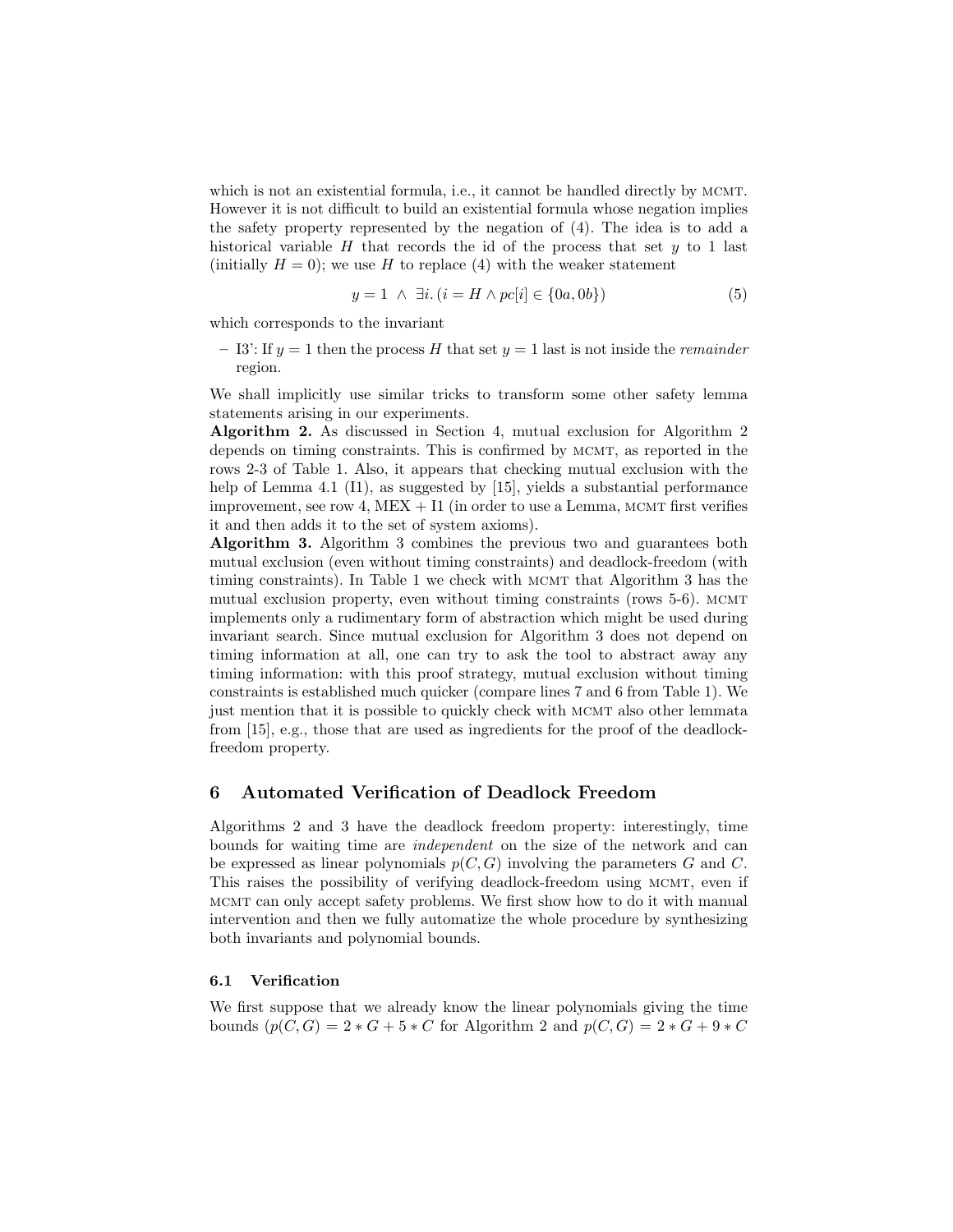which is not an existential formula, i.e., it cannot be handled directly by MCMT. However it is not difficult to build an existential formula whose negation implies the safety property represented by the negation of (4). The idea is to add a historical variable $H$ that records the id of the process that set $y$ to 1 last (initially $H = 0$); we use $H$ to replace (4) with the weaker statement

$$y = 1 \;\wedge\; \exists i.\, (i = H \wedge pc[i] \in \{0a, 0b\}) \tag{5}$$

which corresponds to the invariant

– I3': If $y = 1$ then the process $H$ that set $y = 1$ last is not inside the *remainder* region.

We shall implicitly use similar tricks to transform some other safety lemma statements arising in our experiments.

**Algorithm 2.** As discussed in Section 4, mutual exclusion for Algorithm 2 depends on timing constraints. This is confirmed by MCMT, as reported in the rows 2-3 of Table 1. Also, it appears that checking mutual exclusion with the help of Lemma 4.1 (I1), as suggested by [15], yields a substantial performance improvement, see row 4, MEX + I1 (in order to use a Lemma, MCMT first verifies it and then adds it to the set of system axioms).

**Algorithm 3.** Algorithm 3 combines the previous two and guarantees both mutual exclusion (even without timing constraints) and deadlock-freedom (with timing constraints). In Table 1 we check with MCMT that Algorithm 3 has the mutual exclusion property, even without timing constraints (rows 5-6). MCMT implements only a rudimentary form of abstraction which might be used during invariant search. Since mutual exclusion for Algorithm 3 does not depend on timing information at all, one can try to ask the tool to abstract away any timing information: with this proof strategy, mutual exclusion without timing constraints is established much quicker (compare lines 7 and 6 from Table 1). We just mention that it is possible to quickly check with MCMT also other lemmata from [15], e.g., those that are used as ingredients for the proof of the deadlock-freedom property.

## 6 Automated Verification of Deadlock Freedom

Algorithms 2 and 3 have the deadlock freedom property: interestingly, time bounds for waiting time are *independent* on the size of the network and can be expressed as linear polynomials $p(C, G)$ involving the parameters $G$ and $C$. This raises the possibility of verifying deadlock-freedom using MCMT, even if MCMT can only accept safety problems. We first show how to do it with manual intervention and then we fully automatize the whole procedure by synthesizing both invariants and polynomial bounds.

### 6.1 Verification

We first suppose that we already know the linear polynomials giving the time bounds ($p(C, G) = 2 * G + 5 * C$ for Algorithm 2 and $p(C, G) = 2 * G + 9 * C$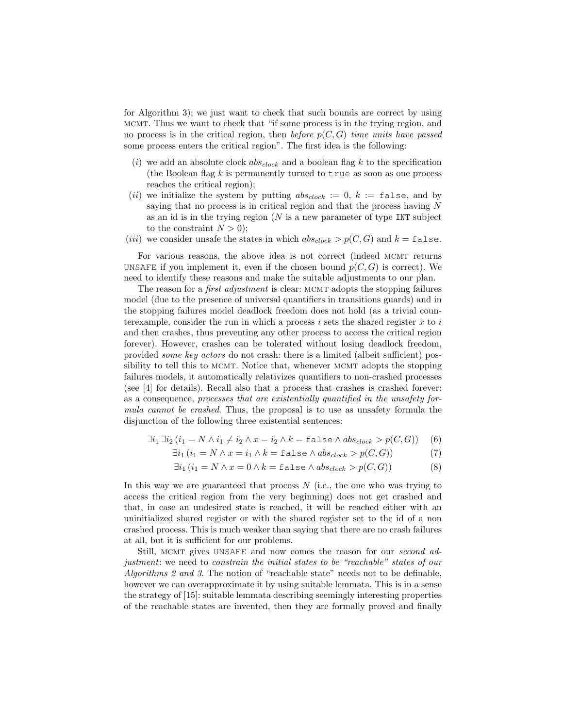for Algorithm 3); we just want to check that such bounds are correct by using MCMT. Thus we want to check that "if some process is in the trying region, and no process is in the critical region, then *before $p(C, G)$ time units have passed* some process enters the critical region". The first idea is the following:

- (*i*) we add an absolute clock $abs_{clock}$ and a boolean flag $k$ to the specification (the Boolean flag $k$ is permanently turned to `true` as soon as one process reaches the critical region);
- (*ii*) we initialize the system by putting $abs_{clock} := 0$, $k :=$ `false`, and by saying that no process is in critical region and that the process having $N$ as an id is in the trying region ($N$ is a new parameter of type `INT` subject to the constraint $N > 0$);
- (*iii*) we consider unsafe the states in which $abs_{clock} > p(C, G)$ and $k =$ `false`.

For various reasons, the above idea is not correct (indeed MCMT returns `UNSAFE` if you implement it, even if the chosen bound $p(C, G)$ is correct). We need to identify these reasons and make the suitable adjustments to our plan.

The reason for a *first adjustment* is clear: MCMT adopts the stopping failures model (due to the presence of universal quantifiers in transitions guards) and in the stopping failures model deadlock freedom does not hold (as a trivial counterexample, consider the run in which a process $i$ sets the shared register $x$ to $i$ and then crashes, thus preventing any other process to access the critical region forever). However, crashes can be tolerated without losing deadlock freedom, provided *some key actors* do not crash: there is a limited (albeit sufficient) possibility to tell this to MCMT. Notice that, whenever MCMT adopts the stopping failures models, it automatically relativizes quantifiers to non-crashed processes (see [4] for details). Recall also that a process that crashes is crashed forever: as a consequence, *processes that are existentially quantified in the unsafety formula cannot be crashed*. Thus, the proposal is to use as unsafety formula the disjunction of the following three existential sentences:

$$\exists i_1 \, \exists i_2 \, (i_1 = N \wedge i_1 \neq i_2 \wedge x = i_2 \wedge k = \texttt{false} \wedge abs_{clock} > p(C, G)) \quad (6)$$

$$\exists i_1 \, (i_1 = N \wedge x = i_1 \wedge k = \texttt{false} \wedge abs_{clock} > p(C, G)) \quad (7)$$

$$\exists i_1 \, (i_1 = N \wedge x = 0 \wedge k = \texttt{false} \wedge abs_{clock} > p(C, G)) \quad (8)$$

In this way we are guaranteed that process $N$ (i.e., the one who was trying to access the critical region from the very beginning) does not get crashed and that, in case an undesired state is reached, it will be reached either with an uninitialized shared register or with the shared register set to the id of a non crashed process. This is much weaker than saying that there are no crash failures at all, but it is sufficient for our problems.

Still, MCMT gives `UNSAFE` and now comes the reason for our *second adjustment*: we need to *constrain the initial states to be "reachable" states of our Algorithms 2 and 3*. The notion of "reachable state" needs not to be definable, however we can overapproximate it by using suitable lemmata. This is in a sense the strategy of [15]: suitable lemmata describing seemingly interesting properties of the reachable states are invented, then they are formally proved and finally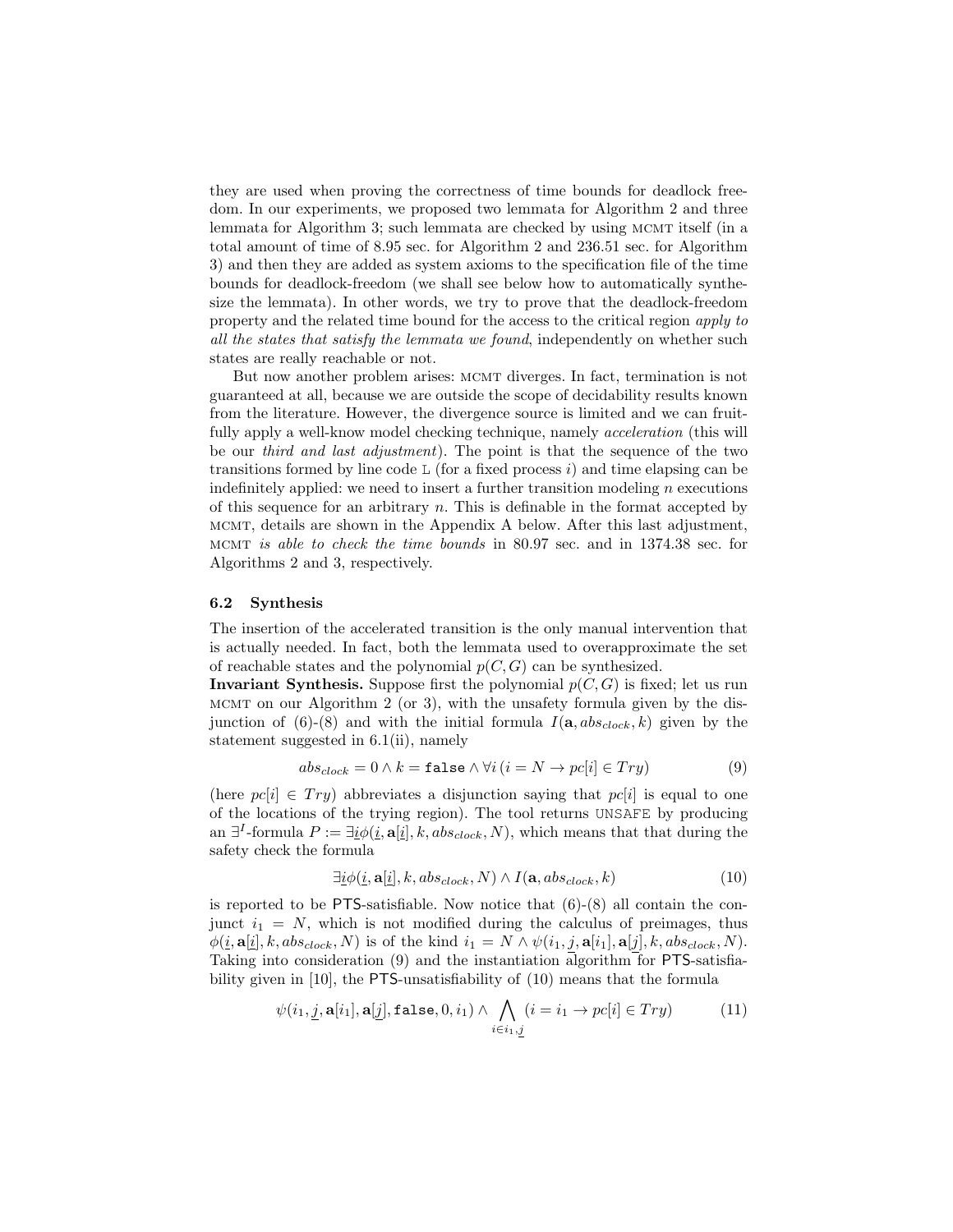they are used when proving the correctness of time bounds for deadlock freedom. In our experiments, we proposed two lemmata for Algorithm 2 and three lemmata for Algorithm 3; such lemmata are checked by using MCMT itself (in a total amount of time of 8.95 sec. for Algorithm 2 and 236.51 sec. for Algorithm 3) and then they are added as system axioms to the specification file of the time bounds for deadlock-freedom (we shall see below how to automatically synthesize the lemmata). In other words, we try to prove that the deadlock-freedom property and the related time bound for the access to the critical region *apply to all the states that satisfy the lemmata we found*, independently on whether such states are really reachable or not.

But now another problem arises: MCMT diverges. In fact, termination is not guaranteed at all, because we are outside the scope of decidability results known from the literature. However, the divergence source is limited and we can fruitfully apply a well-know model checking technique, namely *acceleration* (this will be our *third and last adjustment*). The point is that the sequence of the two transitions formed by line code L (for a fixed process $i$) and time elapsing can be indefinitely applied: we need to insert a further transition modeling $n$ executions of this sequence for an arbitrary $n$. This is definable in the format accepted by MCMT, details are shown in the Appendix A below. After this last adjustment, MCMT *is able to check the time bounds* in 80.97 sec. and in 1374.38 sec. for Algorithms 2 and 3, respectively.

### 6.2 Synthesis

The insertion of the accelerated transition is the only manual intervention that is actually needed. In fact, both the lemmata used to overapproximate the set of reachable states and the polynomial $p(C, G)$ can be synthesized.

**Invariant Synthesis.** Suppose first the polynomial $p(C, G)$ is fixed; let us run MCMT on our Algorithm 2 (or 3), with the unsafety formula given by the disjunction of (6)-(8) and with the initial formula $I(\mathbf{a}, abs_{clock}, k)$ given by the statement suggested in 6.1(ii), namely

$$abs_{clock} = 0 \wedge k = \texttt{false} \wedge \forall i\,(i = N \rightarrow pc[i] \in Try) \tag{9}$$

(here $pc[i] \in Try$) abbreviates a disjunction saying that $pc[i]$ is equal to one of the locations of the trying region). The tool returns UNSAFE by producing an $\exists^I$-formula $P := \exists \underline{i}\phi(\underline{i}, \mathbf{a}[\underline{i}], k, abs_{clock}, N)$, which means that that during the safety check the formula

$$\exists \underline{i}\phi(\underline{i}, \mathbf{a}[\underline{i}], k, abs_{clock}, N) \wedge I(\mathbf{a}, abs_{clock}, k) \tag{10}$$

is reported to be PTS-satisfiable. Now notice that (6)-(8) all contain the conjunct $i_1 = N$, which is not modified during the calculus of preimages, thus $\phi(\underline{i}, \mathbf{a}[\underline{i}], k, abs_{clock}, N)$ is of the kind $i_1 = N \wedge \psi(i_1, \underline{j}, \mathbf{a}[i_1], \mathbf{a}[\underline{j}], k, abs_{clock}, N)$. Taking into consideration (9) and the instantiation algorithm for PTS-satisfiability given in [10], the PTS-unsatisfiability of (10) means that the formula

$$\psi(i_1, \underline{j}, \mathbf{a}[i_1], \mathbf{a}[\underline{j}], \texttt{false}, 0, i_1) \wedge \bigwedge_{i \in i_1, \underline{j}} (i = i_1 \rightarrow pc[i] \in Try) \tag{11}$$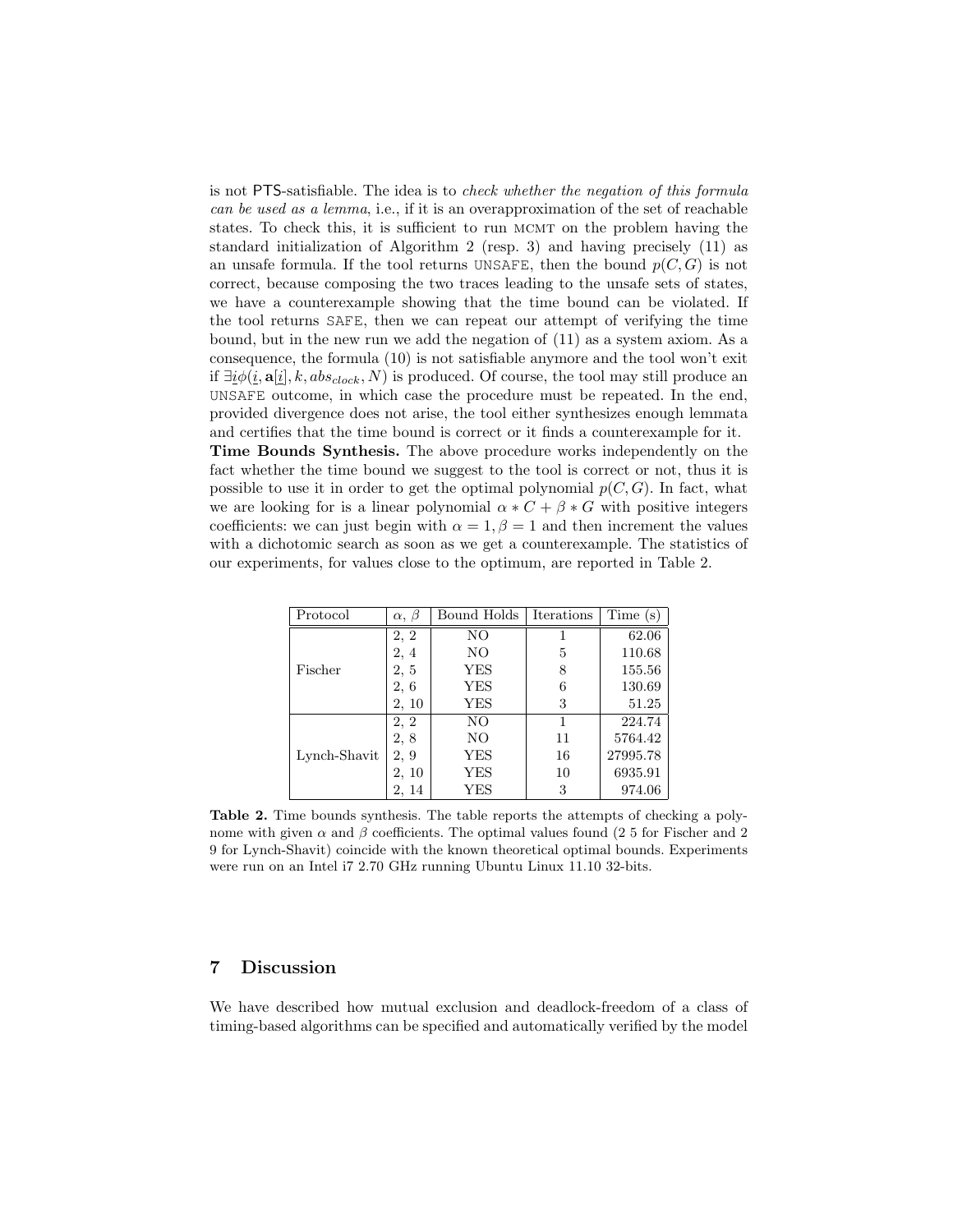is not PTS-satisfiable. The idea is to *check whether the negation of this formula can be used as a lemma*, i.e., if it is an overapproximation of the set of reachable states. To check this, it is sufficient to run MCMT on the problem having the standard initialization of Algorithm 2 (resp. 3) and having precisely (11) as an unsafe formula. If the tool returns UNSAFE, then the bound $p(C, G)$ is not correct, because composing the two traces leading to the unsafe sets of states, we have a counterexample showing that the time bound can be violated. If the tool returns SAFE, then we can repeat our attempt of verifying the time bound, but in the new run we add the negation of (11) as a system axiom. As a consequence, the formula (10) is not satisfiable anymore and the tool won't exit if $\exists \underline{i} \phi(\underline{i}, \mathbf{a}[\underline{i}], k, abs_{clock}, N)$ is produced. Of course, the tool may still produce an UNSAFE outcome, in which case the procedure must be repeated. In the end, provided divergence does not arise, the tool either synthesizes enough lemmata and certifies that the time bound is correct or it finds a counterexample for it.

**Time Bounds Synthesis.** The above procedure works independently on the fact whether the time bound we suggest to the tool is correct or not, thus it is possible to use it in order to get the optimal polynomial $p(C, G)$. In fact, what we are looking for is a linear polynomial $\alpha * C + \beta * G$ with positive integers coefficients: we can just begin with $\alpha = 1, \beta = 1$ and then increment the values with a dichotomic search as soon as we get a counterexample. The statistics of our experiments, for values close to the optimum, are reported in Table 2.

| Protocol | $\alpha$, $\beta$ | Bound Holds | Iterations | Time (s) |
|---|---|---|---|---|
| Fischer | 2, 2 | NO | 1 | 62.06 |
| | 2, 4 | NO | 5 | 110.68 |
| | 2, 5 | YES | 8 | 155.56 |
| | 2, 6 | YES | 6 | 130.69 |
| | 2, 10 | YES | 3 | 51.25 |
| Lynch-Shavit | 2, 2 | NO | 1 | 224.74 |
| | 2, 8 | NO | 11 | 5764.42 |
| | 2, 9 | YES | 16 | 27995.78 |
| | 2, 10 | YES | 10 | 6935.91 |
| | 2, 14 | YES | 3 | 974.06 |

**Table 2.** Time bounds synthesis. The table reports the attempts of checking a polynome with given $\alpha$ and $\beta$ coefficients. The optimal values found (2 5 for Fischer and 2 9 for Lynch-Shavit) coincide with the known theoretical optimal bounds. Experiments were run on an Intel i7 2.70 GHz running Ubuntu Linux 11.10 32-bits.

## 7 Discussion

We have described how mutual exclusion and deadlock-freedom of a class of timing-based algorithms can be specified and automatically verified by the model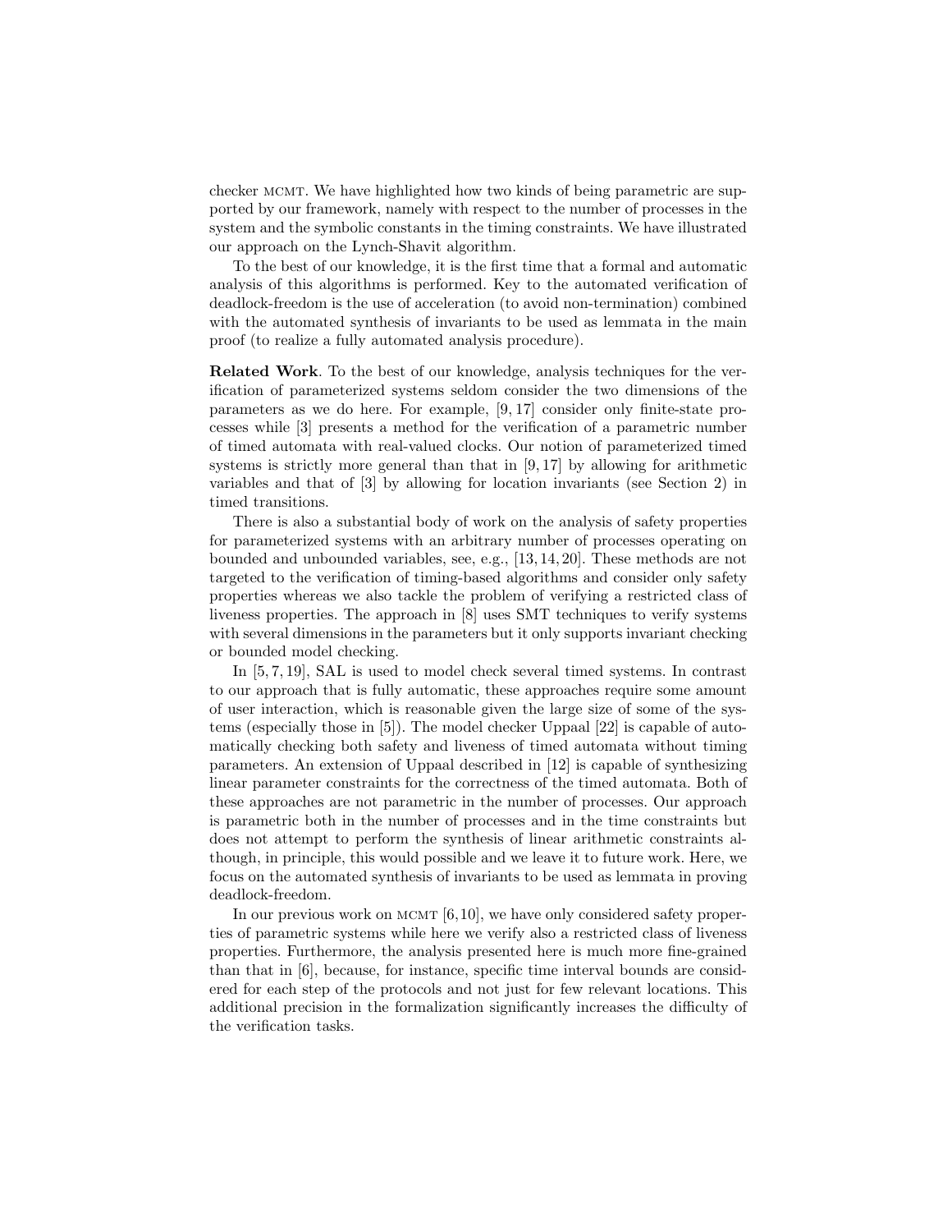checker MCMT. We have highlighted how two kinds of being parametric are supported by our framework, namely with respect to the number of processes in the system and the symbolic constants in the timing constraints. We have illustrated our approach on the Lynch-Shavit algorithm.

To the best of our knowledge, it is the first time that a formal and automatic analysis of this algorithms is performed. Key to the automated verification of deadlock-freedom is the use of acceleration (to avoid non-termination) combined with the automated synthesis of invariants to be used as lemmata in the main proof (to realize a fully automated analysis procedure).

**Related Work**. To the best of our knowledge, analysis techniques for the verification of parameterized systems seldom consider the two dimensions of the parameters as we do here. For example, [9, 17] consider only finite-state processes while [3] presents a method for the verification of a parametric number of timed automata with real-valued clocks. Our notion of parameterized timed systems is strictly more general than that in [9, 17] by allowing for arithmetic variables and that of [3] by allowing for location invariants (see Section 2) in timed transitions.

There is also a substantial body of work on the analysis of safety properties for parameterized systems with an arbitrary number of processes operating on bounded and unbounded variables, see, e.g., [13, 14, 20]. These methods are not targeted to the verification of timing-based algorithms and consider only safety properties whereas we also tackle the problem of verifying a restricted class of liveness properties. The approach in [8] uses SMT techniques to verify systems with several dimensions in the parameters but it only supports invariant checking or bounded model checking.

In [5, 7, 19], SAL is used to model check several timed systems. In contrast to our approach that is fully automatic, these approaches require some amount of user interaction, which is reasonable given the large size of some of the systems (especially those in [5]). The model checker Uppaal [22] is capable of automatically checking both safety and liveness of timed automata without timing parameters. An extension of Uppaal described in [12] is capable of synthesizing linear parameter constraints for the correctness of the timed automata. Both of these approaches are not parametric in the number of processes. Our approach is parametric both in the number of processes and in the time constraints but does not attempt to perform the synthesis of linear arithmetic constraints although, in principle, this would possible and we leave it to future work. Here, we focus on the automated synthesis of invariants to be used as lemmata in proving deadlock-freedom.

In our previous work on MCMT [6,10], we have only considered safety properties of parametric systems while here we verify also a restricted class of liveness properties. Furthermore, the analysis presented here is much more fine-grained than that in [6], because, for instance, specific time interval bounds are considered for each step of the protocols and not just for few relevant locations. This additional precision in the formalization significantly increases the difficulty of the verification tasks.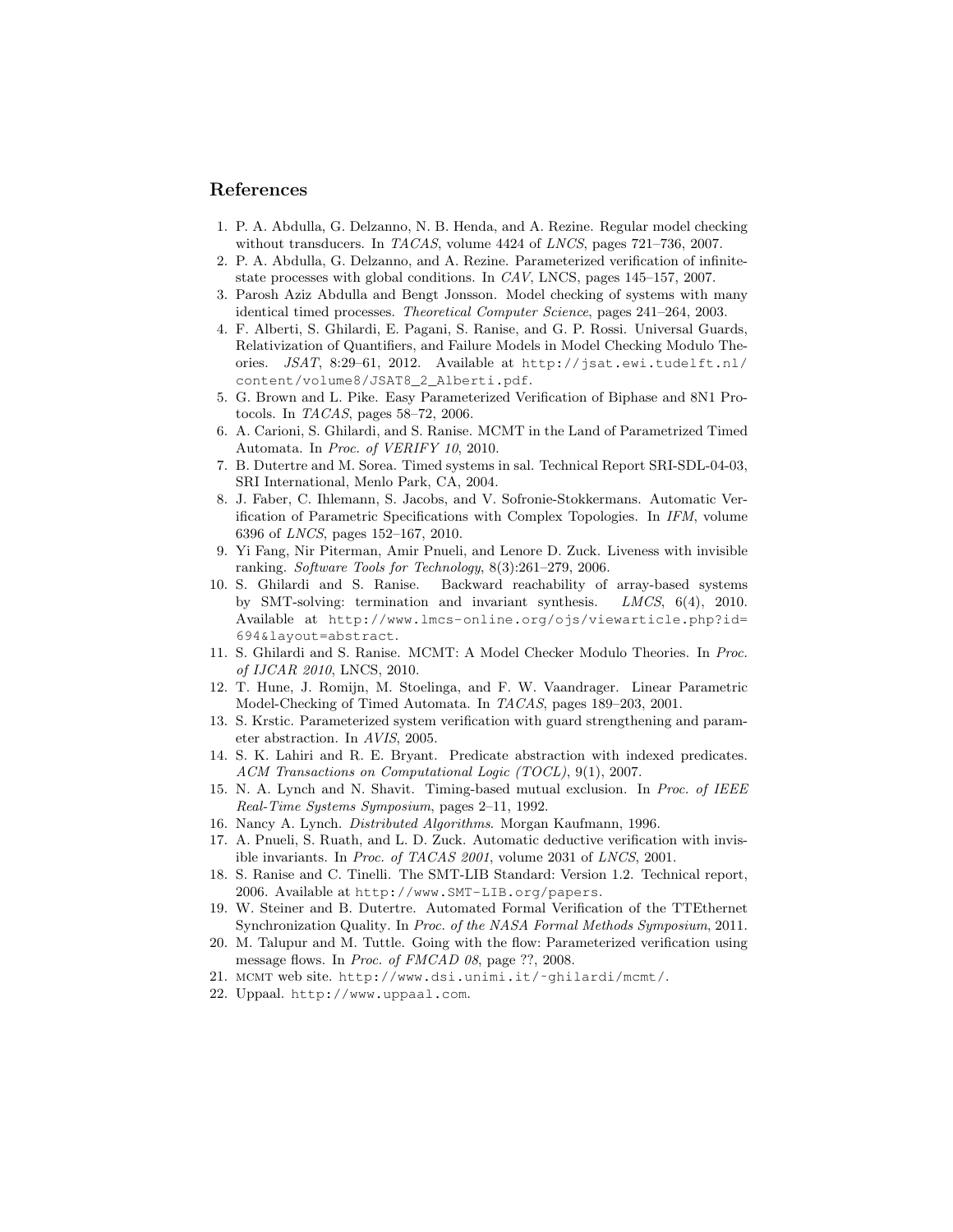## References

1. P. A. Abdulla, G. Delzanno, N. B. Henda, and A. Rezine. Regular model checking without transducers. In *TACAS*, volume 4424 of *LNCS*, pages 721–736, 2007.
2. P. A. Abdulla, G. Delzanno, and A. Rezine. Parameterized verification of infinite-state processes with global conditions. In *CAV*, LNCS, pages 145–157, 2007.
3. Parosh Aziz Abdulla and Bengt Jonsson. Model checking of systems with many identical timed processes. *Theoretical Computer Science*, pages 241–264, 2003.
4. F. Alberti, S. Ghilardi, E. Pagani, S. Ranise, and G. P. Rossi. Universal Guards, Relativization of Quantifiers, and Failure Models in Model Checking Modulo Theories. *JSAT*, 8:29–61, 2012. Available at `http://jsat.ewi.tudelft.nl/content/volume8/JSAT8_2_Alberti.pdf`.
5. G. Brown and L. Pike. Easy Parameterized Verification of Biphase and 8N1 Protocols. In *TACAS*, pages 58–72, 2006.
6. A. Carioni, S. Ghilardi, and S. Ranise. MCMT in the Land of Parametrized Timed Automata. In *Proc. of VERIFY 10*, 2010.
7. B. Dutertre and M. Sorea. Timed systems in sal. Technical Report SRI-SDL-04-03, SRI International, Menlo Park, CA, 2004.
8. J. Faber, C. Ihlemann, S. Jacobs, and V. Sofronie-Stokkermans. Automatic Verification of Parametric Specifications with Complex Topologies. In *IFM*, volume 6396 of *LNCS*, pages 152–167, 2010.
9. Yi Fang, Nir Piterman, Amir Pnueli, and Lenore D. Zuck. Liveness with invisible ranking. *Software Tools for Technology*, 8(3):261–279, 2006.
10. S. Ghilardi and S. Ranise. Backward reachability of array-based systems by SMT-solving: termination and invariant synthesis. *LMCS*, 6(4), 2010. Available at `http://www.lmcs-online.org/ojs/viewarticle.php?id=694&layout=abstract`.
11. S. Ghilardi and S. Ranise. MCMT: A Model Checker Modulo Theories. In *Proc. of IJCAR 2010*, LNCS, 2010.
12. T. Hune, J. Romijn, M. Stoelinga, and F. W. Vaandrager. Linear Parametric Model-Checking of Timed Automata. In *TACAS*, pages 189–203, 2001.
13. S. Krstic. Parameterized system verification with guard strengthening and parameter abstraction. In *AVIS*, 2005.
14. S. K. Lahiri and R. E. Bryant. Predicate abstraction with indexed predicates. *ACM Transactions on Computational Logic (TOCL)*, 9(1), 2007.
15. N. A. Lynch and N. Shavit. Timing-based mutual exclusion. In *Proc. of IEEE Real-Time Systems Symposium*, pages 2–11, 1992.
16. Nancy A. Lynch. *Distributed Algorithms*. Morgan Kaufmann, 1996.
17. A. Pnueli, S. Ruath, and L. D. Zuck. Automatic deductive verification with invisible invariants. In *Proc. of TACAS 2001*, volume 2031 of *LNCS*, 2001.
18. S. Ranise and C. Tinelli. The SMT-LIB Standard: Version 1.2. Technical report, 2006. Available at `http://www.SMT-LIB.org/papers`.
19. W. Steiner and B. Dutertre. Automated Formal Verification of the TTEthernet Synchronization Quality. In *Proc. of the NASA Formal Methods Symposium*, 2011.
20. M. Talupur and M. Tuttle. Going with the flow: Parameterized verification using message flows. In *Proc. of FMCAD 08*, page ??, 2008.
21. MCMT web site. `http://www.dsi.unimi.it/~ghilardi/mcmt/`.
22. Uppaal. `http://www.uppaal.com`.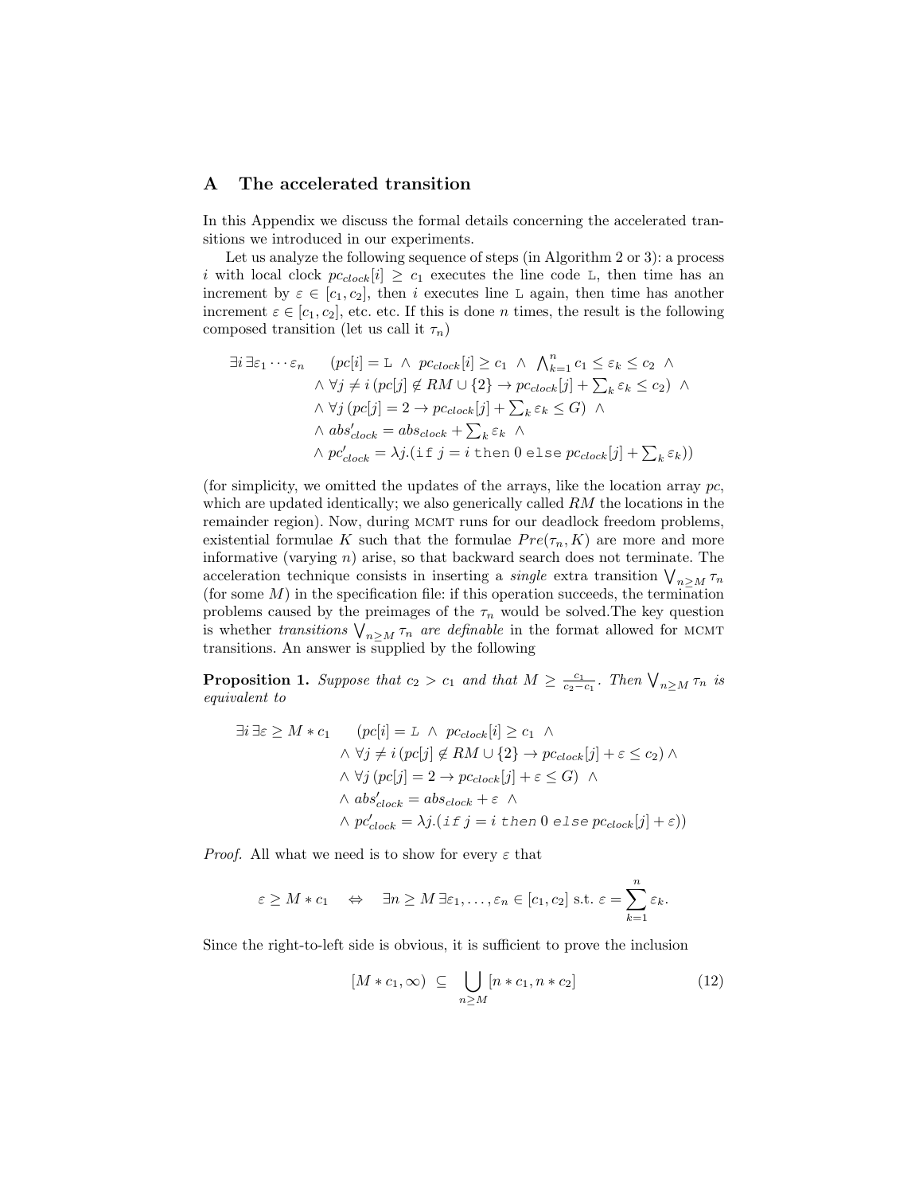## A The accelerated transition

In this Appendix we discuss the formal details concerning the accelerated transitions we introduced in our experiments.

Let us analyze the following sequence of steps (in Algorithm 2 or 3): a process $i$ with local clock $pc_{clock}[i] \geq c_1$ executes the line code L, then time has an increment by $\varepsilon \in [c_1, c_2]$, then $i$ executes line L again, then time has another increment $\varepsilon \in [c_1, c_2]$, etc. etc. If this is done $n$ times, the result is the following composed transition (let us call it $\tau_n$)

$$
\begin{aligned}
\exists i\, \exists \varepsilon_1 \cdots \varepsilon_n \qquad & (pc[i] = \mathtt{L} \ \wedge \ pc_{clock}[i] \geq c_1 \ \wedge \ \textstyle\bigwedge_{k=1}^{n} c_1 \leq \varepsilon_k \leq c_2 \ \wedge \\
& \wedge \ \forall j \neq i \, (pc[j] \notin RM \cup \{2\} \rightarrow pc_{clock}[j] + \textstyle\sum_k \varepsilon_k \leq c_2) \ \wedge \\
& \wedge \ \forall j \, (pc[j] = 2 \rightarrow pc_{clock}[j] + \textstyle\sum_k \varepsilon_k \leq G) \ \wedge \\
& \wedge \ abs'_{clock} = abs_{clock} + \textstyle\sum_k \varepsilon_k \ \wedge \\
& \wedge \ pc'_{clock} = \lambda j.(\mathtt{if}\ j = i\ \mathtt{then}\ 0\ \mathtt{else}\ pc_{clock}[j] + \textstyle\sum_k \varepsilon_k))
\end{aligned}
$$

(for simplicity, we omitted the updates of the arrays, like the location array $pc$, which are updated identically; we also generically called $RM$ the locations in the remainder region). Now, during MCMT runs for our deadlock freedom problems, existential formulae $K$ such that the formulae $Pre(\tau_n, K)$ are more and more informative (varying $n$) arise, so that backward search does not terminate. The acceleration technique consists in inserting a *single* extra transition $\bigvee_{n \geq M} \tau_n$ (for some $M$) in the specification file: if this operation succeeds, the termination problems caused by the preimages of the $\tau_n$ would be solved.The key question is whether *transitions* $\bigvee_{n \geq M} \tau_n$ *are definable* in the format allowed for MCMT transitions. An answer is supplied by the following

**Proposition 1.** *Suppose that* $c_2 > c_1$ *and that* $M \geq \frac{c_1}{c_2 - c_1}$. *Then* $\bigvee_{n \geq M} \tau_n$ *is equivalent to*

$$
\begin{aligned}
\exists i\, \exists \varepsilon \geq M * c_1 \qquad & (pc[i] = \mathtt{L} \ \wedge \ pc_{clock}[i] \geq c_1 \ \wedge \\
& \wedge \ \forall j \neq i \, (pc[j] \notin RM \cup \{2\} \rightarrow pc_{clock}[j] + \varepsilon \leq c_2) \wedge \\
& \wedge \ \forall j \, (pc[j] = 2 \rightarrow pc_{clock}[j] + \varepsilon \leq G) \ \wedge \\
& \wedge \ abs'_{clock} = abs_{clock} + \varepsilon \ \wedge \\
& \wedge \ pc'_{clock} = \lambda j.(\mathit{if}\ j = i\ \mathit{then}\ 0\ \mathit{else}\ pc_{clock}[j] + \varepsilon))
\end{aligned}
$$

*Proof.* All what we need is to show for every $\varepsilon$ that

$$
\varepsilon \geq M * c_1 \quad \Leftrightarrow \quad \exists n \geq M \, \exists \varepsilon_1, \ldots, \varepsilon_n \in [c_1, c_2] \text{ s.t. } \varepsilon = \sum_{k=1}^{n} \varepsilon_k.
$$

Since the right-to-left side is obvious, it is sufficient to prove the inclusion

$$
[M * c_1, \infty) \ \subseteq \ \bigcup_{n \geq M} [n * c_1, n * c_2] \tag{12}
$$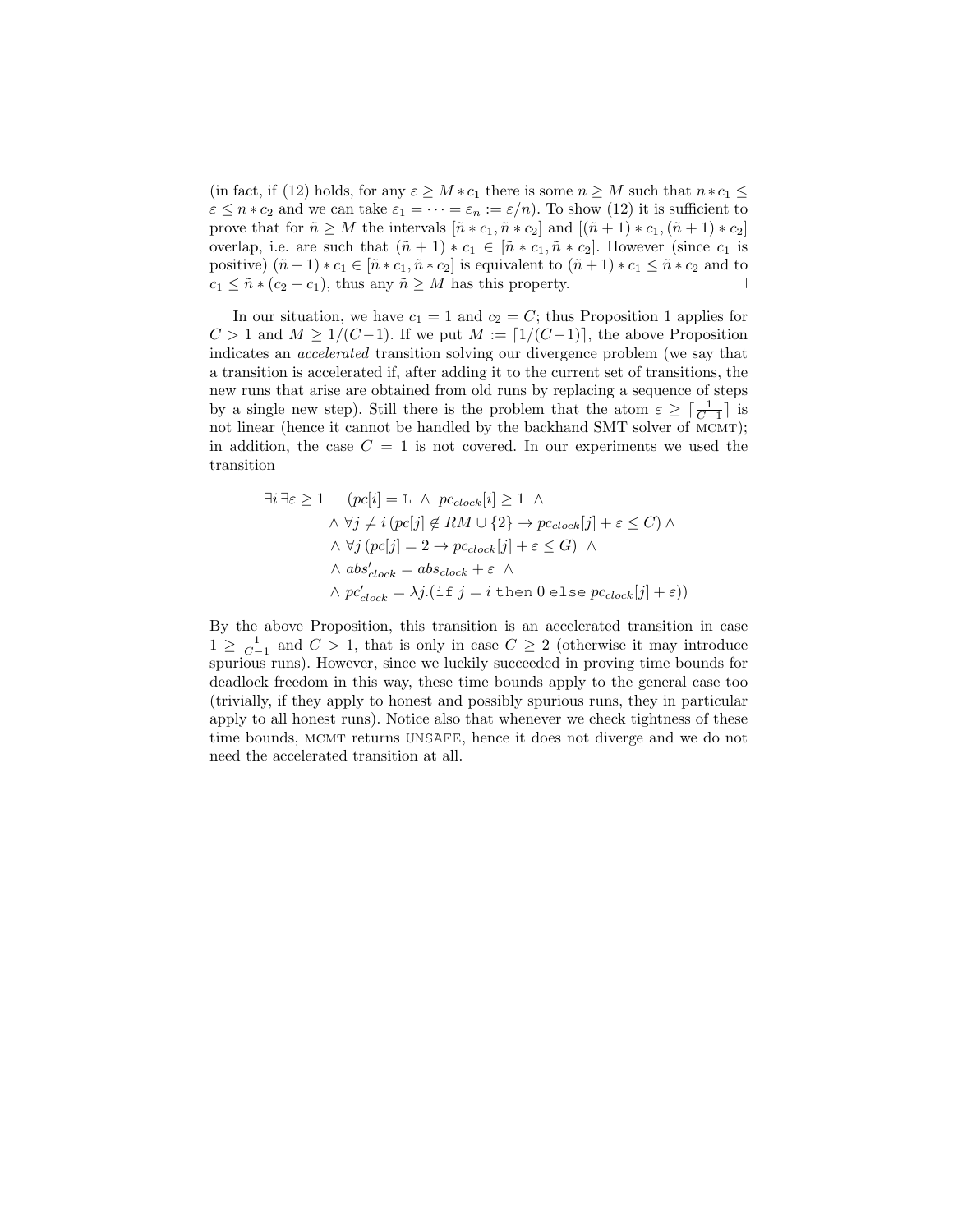(in fact, if (12) holds, for any $\varepsilon \geq M * c_1$ there is some $n \geq M$ such that $n * c_1 \leq \varepsilon \leq n * c_2$ and we can take $\varepsilon_1 = \cdots = \varepsilon_n := \varepsilon/n$). To show (12) it is sufficient to prove that for $\tilde{n} \geq M$ the intervals $[\tilde{n} * c_1, \tilde{n} * c_2]$ and $[(\tilde{n}+1) * c_1, (\tilde{n}+1) * c_2]$ overlap, i.e. are such that $(\tilde{n}+1) * c_1 \in [\tilde{n} * c_1, \tilde{n} * c_2]$. However (since $c_1$ is positive) $(\tilde{n}+1) * c_1 \in [\tilde{n} * c_1, \tilde{n} * c_2]$ is equivalent to $(\tilde{n}+1) * c_1 \leq \tilde{n} * c_2$ and to $c_1 \leq \tilde{n} * (c_2 - c_1)$, thus any $\tilde{n} \geq M$ has this property. ⊣

In our situation, we have $c_1 = 1$ and $c_2 = C$; thus Proposition 1 applies for $C > 1$ and $M \geq 1/(C-1)$. If we put $M := \lceil 1/(C-1) \rceil$, the above Proposition indicates an *accelerated* transition solving our divergence problem (we say that a transition is accelerated if, after adding it to the current set of transitions, the new runs that arise are obtained from old runs by replacing a sequence of steps by a single new step). Still there is the problem that the atom $\varepsilon \geq \lceil \frac{1}{C-1} \rceil$ is not linear (hence it cannot be handled by the backhand SMT solver of MCMT); in addition, the case $C = 1$ is not covered. In our experiments we used the transition

$$
\begin{aligned}
\exists i\, \exists \varepsilon \geq 1 \quad & (pc[i] = \mathtt{L} \;\wedge\; pc_{clock}[i] \geq 1 \;\wedge \\
& \wedge\; \forall j \neq i\, (pc[j] \notin RM \cup \{2\} \rightarrow pc_{clock}[j] + \varepsilon \leq C) \;\wedge \\
& \wedge\; \forall j\, (pc[j] = 2 \rightarrow pc_{clock}[j] + \varepsilon \leq G) \;\wedge \\
& \wedge\; abs'_{clock} = abs_{clock} + \varepsilon \;\wedge \\
& \wedge\; pc'_{clock} = \lambda j.(\mathtt{if}\ j = i\ \mathtt{then}\ 0\ \mathtt{else}\ pc_{clock}[j] + \varepsilon))
\end{aligned}
$$

By the above Proposition, this transition is an accelerated transition in case $1 \geq \frac{1}{C-1}$ and $C > 1$, that is only in case $C \geq 2$ (otherwise it may introduce spurious runs). However, since we luckily succeeded in proving time bounds for deadlock freedom in this way, these time bounds apply to the general case too (trivially, if they apply to honest and possibly spurious runs, they in particular apply to all honest runs). Notice also that whenever we check tightness of these time bounds, MCMT returns UNSAFE, hence it does not diverge and we do not need the accelerated transition at all.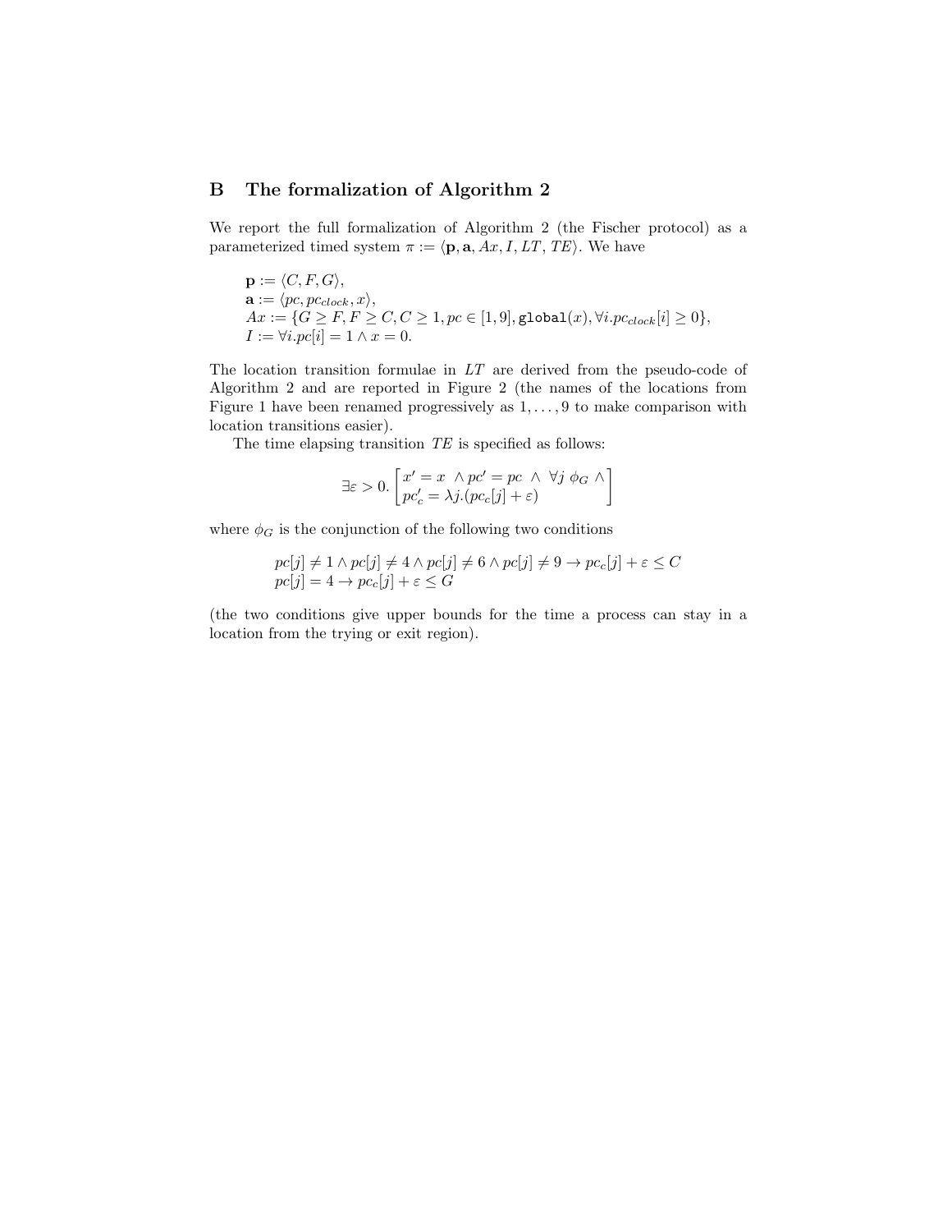## B The formalization of Algorithm 2

We report the full formalization of Algorithm 2 (the Fischer protocol) as a parameterized timed system $\pi := \langle \mathbf{p}, \mathbf{a}, Ax, I, LT, TE \rangle$. We have

$\mathbf{p} := \langle C, F, G \rangle$,
$\mathbf{a} := \langle pc, pc_{clock}, x \rangle$,
$Ax := \{G \geq F, F \geq C, C \geq 1, pc \in [1, 9], \texttt{global}(x), \forall i. pc_{clock}[i] \geq 0\}$,
$I := \forall i. pc[i] = 1 \wedge x = 0$.

The location transition formulae in $LT$ are derived from the pseudo-code of Algorithm 2 and are reported in Figure 2 (the names of the locations from Figure 1 have been renamed progressively as $1, \ldots, 9$ to make comparison with location transitions easier).

The time elapsing transition $TE$ is specified as follows:

$$\exists \varepsilon > 0. \begin{bmatrix} x' = x \ \wedge pc' = pc \ \wedge \ \forall j \ \phi_G \ \wedge \\ pc_c' = \lambda j. (pc_c[j] + \varepsilon) \end{bmatrix}$$

where $\phi_G$ is the conjunction of the following two conditions

$$pc[j] \neq 1 \wedge pc[j] \neq 4 \wedge pc[j] \neq 6 \wedge pc[j] \neq 9 \rightarrow pc_c[j] + \varepsilon \leq C$$
$$pc[j] = 4 \rightarrow pc_c[j] + \varepsilon \leq G$$

(the two conditions give upper bounds for the time a process can stay in a location from the trying or exit region).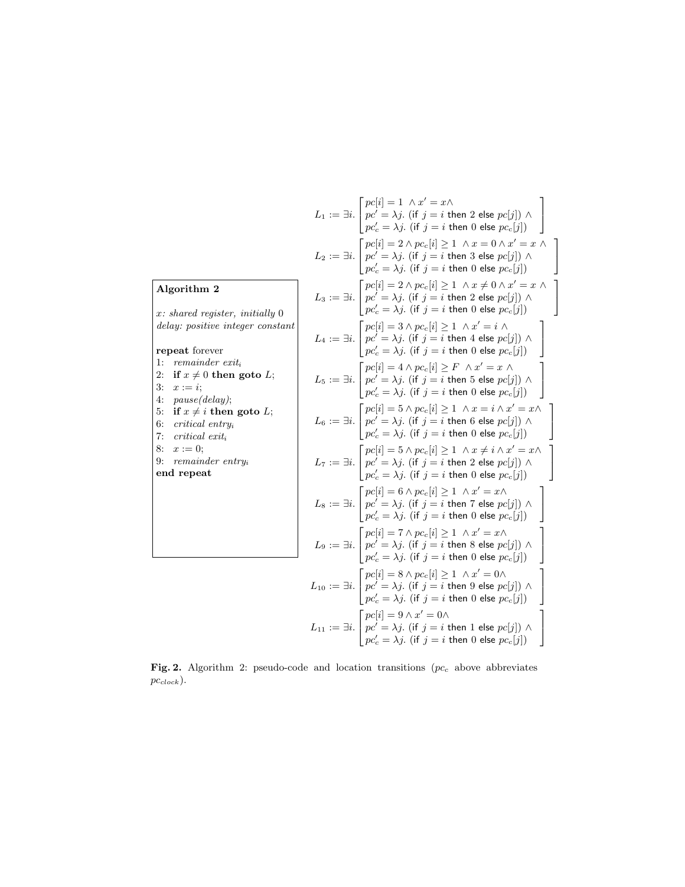**Algorithm 2**

*x: shared register, initially* 0
*delay: positive integer constant*

**repeat** forever
1: *remainder exit$_i$*
2: **if** $x \neq 0$ **then goto** $L$;
3: $x := i$;
4: *pause(delay)*;
5: **if** $x \neq i$ **then goto** $L$;
6: *critical entry$_i$*
7: *critical exit$_i$*
8: $x := 0$;
9: *remainder entry$_i$*
**end repeat**

$$L_1 := \exists i. \begin{bmatrix} pc[i] = 1 \ \wedge x' = x \wedge \\ pc' = \lambda j. \text{ (if } j = i \text{ then } 2 \text{ else } pc[j]) \wedge \\ pc_c' = \lambda j. \text{ (if } j = i \text{ then } 0 \text{ else } pc_c[j]) \end{bmatrix}$$

$$L_2 := \exists i. \begin{bmatrix} pc[i] = 2 \wedge pc_c[i] \geq 1 \ \wedge x = 0 \wedge x' = x \ \wedge \\ pc' = \lambda j. \text{ (if } j = i \text{ then } 3 \text{ else } pc[j]) \wedge \\ pc_c' = \lambda j. \text{ (if } j = i \text{ then } 0 \text{ else } pc_c[j]) \end{bmatrix}$$

$$L_3 := \exists i. \begin{bmatrix} pc[i] = 2 \wedge pc_c[i] \geq 1 \ \wedge x \neq 0 \wedge x' = x \ \wedge \\ pc' = \lambda j. \text{ (if } j = i \text{ then } 2 \text{ else } pc[j]) \wedge \\ pc_c' = \lambda j. \text{ (if } j = i \text{ then } 0 \text{ else } pc_c[j]) \end{bmatrix}$$

$$L_4 := \exists i. \begin{bmatrix} pc[i] = 3 \wedge pc_c[i] \geq 1 \ \wedge x' = i \ \wedge \\ pc' = \lambda j. \text{ (if } j = i \text{ then } 4 \text{ else } pc[j]) \wedge \\ pc_c' = \lambda j. \text{ (if } j = i \text{ then } 0 \text{ else } pc_c[j]) \end{bmatrix}$$

$$L_5 := \exists i. \begin{bmatrix} pc[i] = 4 \wedge pc_c[i] \geq F \ \wedge x' = x \ \wedge \\ pc' = \lambda j. \text{ (if } j = i \text{ then } 5 \text{ else } pc[j]) \wedge \\ pc_c' = \lambda j. \text{ (if } j = i \text{ then } 0 \text{ else } pc_c[j]) \end{bmatrix}$$

$$L_6 := \exists i. \begin{bmatrix} pc[i] = 5 \wedge pc_c[i] \geq 1 \ \wedge x = i \wedge x' = x \wedge \\ pc' = \lambda j. \text{ (if } j = i \text{ then } 6 \text{ else } pc[j]) \wedge \\ pc_c' = \lambda j. \text{ (if } j = i \text{ then } 0 \text{ else } pc_c[j]) \end{bmatrix}$$

$$L_7 := \exists i. \begin{bmatrix} pc[i] = 5 \wedge pc_c[i] \geq 1 \ \wedge x \neq i \wedge x' = x \wedge \\ pc' = \lambda j. \text{ (if } j = i \text{ then } 2 \text{ else } pc[j]) \wedge \\ pc_c' = \lambda j. \text{ (if } j = i \text{ then } 0 \text{ else } pc_c[j]) \end{bmatrix}$$

$$L_8 := \exists i. \begin{bmatrix} pc[i] = 6 \wedge pc_c[i] \geq 1 \ \wedge x' = x \wedge \\ pc' = \lambda j. \text{ (if } j = i \text{ then } 7 \text{ else } pc[j]) \wedge \\ pc_c' = \lambda j. \text{ (if } j = i \text{ then } 0 \text{ else } pc_c[j]) \end{bmatrix}$$

$$L_9 := \exists i. \begin{bmatrix} pc[i] = 7 \wedge pc_c[i] \geq 1 \ \wedge x' = x \wedge \\ pc' = \lambda j. \text{ (if } j = i \text{ then } 8 \text{ else } pc[j]) \wedge \\ pc_c' = \lambda j. \text{ (if } j = i \text{ then } 0 \text{ else } pc_c[j]) \end{bmatrix}$$

$$L_{10} := \exists i. \begin{bmatrix} pc[i] = 8 \wedge pc_c[i] \geq 1 \ \wedge x' = 0 \wedge \\ pc' = \lambda j. \text{ (if } j = i \text{ then } 9 \text{ else } pc[j]) \wedge \\ pc_c' = \lambda j. \text{ (if } j = i \text{ then } 0 \text{ else } pc_c[j]) \end{bmatrix}$$

$$L_{11} := \exists i. \begin{bmatrix} pc[i] = 9 \wedge x' = 0 \wedge \\ pc' = \lambda j. \text{ (if } j = i \text{ then } 1 \text{ else } pc[j]) \wedge \\ pc_c' = \lambda j. \text{ (if } j = i \text{ then } 0 \text{ else } pc_c[j]) \end{bmatrix}$$

**Fig. 2.** Algorithm 2: pseudo-code and location transitions ($pc_c$ above abbreviates $pc_{clock}$).